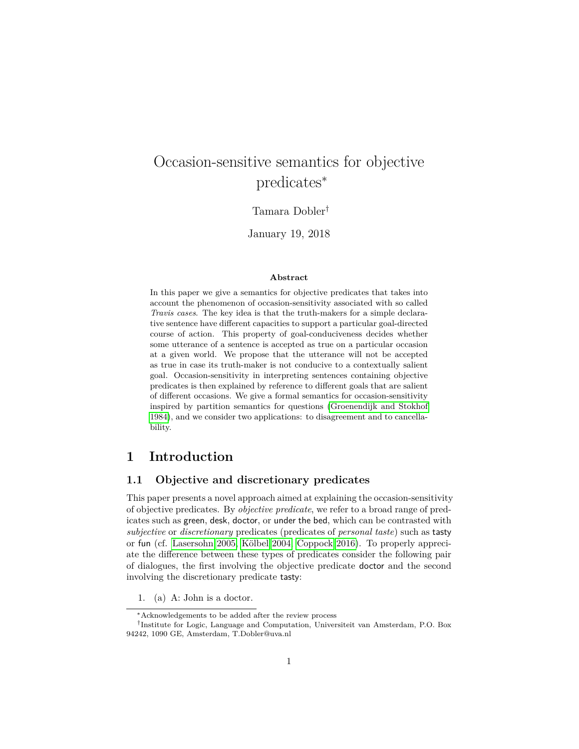# Occasion-sensitive semantics for objective predicates*

Tamara Dobler†

January 19, 2018

**Abstract**

In this paper we give a semantics for objective predicates that takes into account the phenomenon of occasion-sensitivity associated with so called *Travis cases*. The key idea is that the truth-makers for a simple declarative sentence have different capacities to support a particular goal-directed course of action. This property of goal-conduciveness decides whether some utterance of a sentence is accepted as true on a particular occasion at a given world. We propose that the utterance will not be accepted as true in case its truth-maker is not conducive to a contextually salient goal. Occasion-sensitivity in interpreting sentences containing objective predicates is then explained by reference to different goals that are salient of different occasions. We give a formal semantics for occasion-sensitivity inspired by partition semantics for questions (Groenendijk and Stokhof 1984), and we consider two applications: to disagreement and to cancellability.

## 1 Introduction

### 1.1 Objective and discretionary predicates

This paper presents a novel approach aimed at explaining the occasion-sensitivity of objective predicates. By *objective predicate*, we refer to a broad range of predicates such as green, desk, doctor, or under the bed, which can be contrasted with *subjective* or *discretionary* predicates (predicates of *personal taste*) such as tasty or fun (cf. Lasersohn 2005, Kölbel 2004, Coppock 2016). To properly appreciate the difference between these types of predicates consider the following pair of dialogues, the first involving the objective predicate doctor and the second involving the discretionary predicate tasty:

1. (a) A: John is a doctor.

---

*Acknowledgements to be added after the review process

†Institute for Logic, Language and Computation, Universiteit van Amsterdam, P.O. Box 94242, 1090 GE, Amsterdam, T.Dobler@uva.nl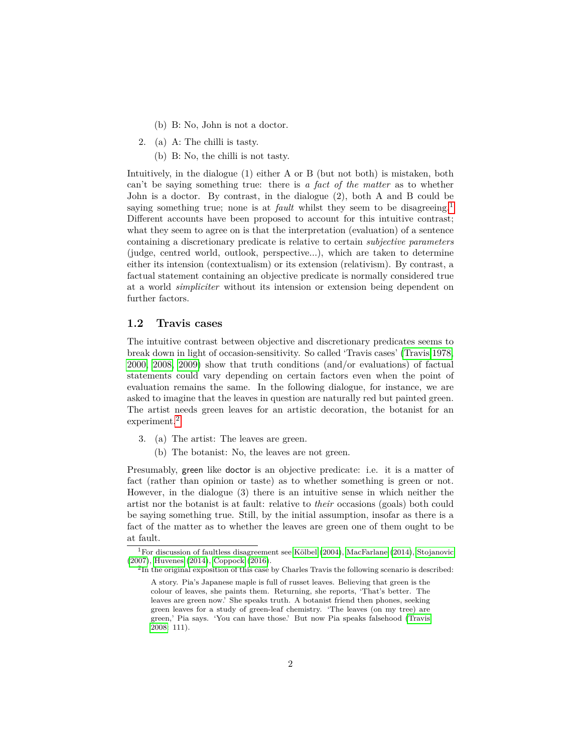(b) B: No, John is not a doctor.

2. (a) A: The chilli is tasty.

   (b) B: No, the chilli is not tasty.

Intuitively, in the dialogue (1) either A or B (but not both) is mistaken, both can't be saying something true: there is *a fact of the matter* as to whether John is a doctor. By contrast, in the dialogue (2), both A and B could be saying something true; none is at *fault* whilst they seem to be disagreeing.[1] Different accounts have been proposed to account for this intuitive contrast; what they seem to agree on is that the interpretation (evaluation) of a sentence containing a discretionary predicate is relative to certain *subjective parameters* (judge, centred world, outlook, perspective...), which are taken to determine either its intension (contextualism) or its extension (relativism). By contrast, a factual statement containing an objective predicate is normally considered true at a world *simpliciter* without its intension or extension being dependent on further factors.

## 1.2 Travis cases

The intuitive contrast between objective and discretionary predicates seems to break down in light of occasion-sensitivity. So called 'Travis cases' (Travis 1978, 2000, 2008, 2009) show that truth conditions (and/or evaluations) of factual statements could vary depending on certain factors even when the point of evaluation remains the same. In the following dialogue, for instance, we are asked to imagine that the leaves in question are naturally red but painted green. The artist needs green leaves for an artistic decoration, the botanist for an experiment.[2]

3. (a) The artist: The leaves are green.

   (b) The botanist: No, the leaves are not green.

Presumably, green like doctor is an objective predicate: i.e. it is a matter of fact (rather than opinion or taste) as to whether something is green or not. However, in the dialogue (3) there is an intuitive sense in which neither the artist nor the botanist is at fault: relative to *their* occasions (goals) both could be saying something true. Still, by the initial assumption, insofar as there is a fact of the matter as to whether the leaves are green one of them ought to be at fault.

[1] For discussion of faultless disagreement see Kölbel (2004), MacFarlane (2014), Stojanovic (2007), Huvenes (2014), Coppock (2016).

[2] In the original exposition of this case by Charles Travis the following scenario is described:

> A story. Pia's Japanese maple is full of russet leaves. Believing that green is the colour of leaves, she paints them. Returning, she reports, 'That's better. The leaves are green now.' She speaks truth. A botanist friend then phones, seeking green leaves for a study of green-leaf chemistry. 'The leaves (on my tree) are green,' Pia says. 'You can have those.' But now Pia speaks falsehood (Travis 2008: 111).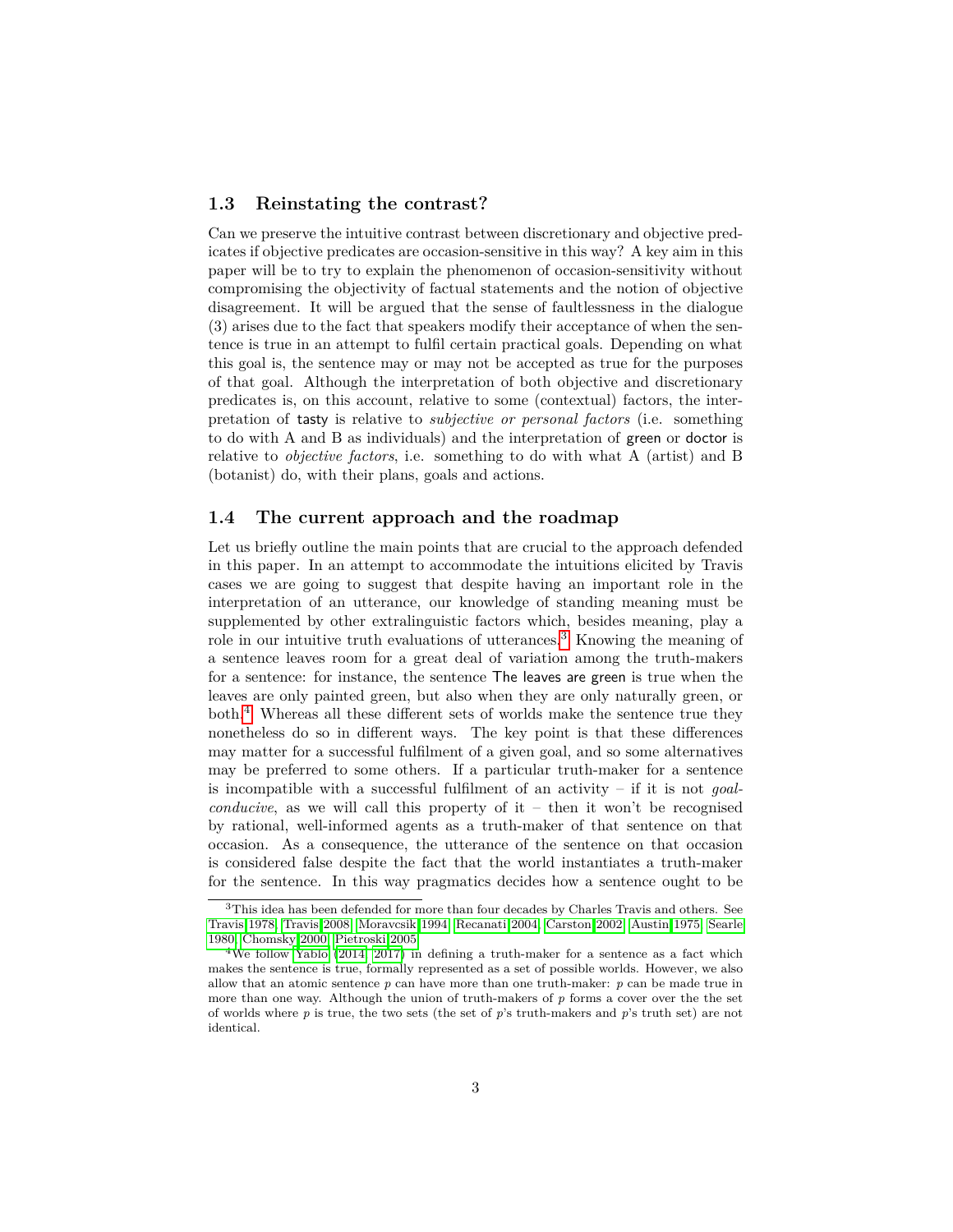### 1.3 Reinstating the contrast?

Can we preserve the intuitive contrast between discretionary and objective predicates if objective predicates are occasion-sensitive in this way? A key aim in this paper will be to try to explain the phenomenon of occasion-sensitivity without compromising the objectivity of factual statements and the notion of objective disagreement. It will be argued that the sense of faultlessness in the dialogue (3) arises due to the fact that speakers modify their acceptance of when the sentence is true in an attempt to fulfil certain practical goals. Depending on what this goal is, the sentence may or may not be accepted as true for the purposes of that goal. Although the interpretation of both objective and discretionary predicates is, on this account, relative to some (contextual) factors, the interpretation of tasty is relative to *subjective or personal factors* (i.e. something to do with A and B as individuals) and the interpretation of green or doctor is relative to *objective factors*, i.e. something to do with what A (artist) and B (botanist) do, with their plans, goals and actions.

### 1.4 The current approach and the roadmap

Let us briefly outline the main points that are crucial to the approach defended in this paper. In an attempt to accommodate the intuitions elicited by Travis cases we are going to suggest that despite having an important role in the interpretation of an utterance, our knowledge of standing meaning must be supplemented by other extralinguistic factors which, besides meaning, play a role in our intuitive truth evaluations of utterances.[3] Knowing the meaning of a sentence leaves room for a great deal of variation among the truth-makers for a sentence: for instance, the sentence The leaves are green is true when the leaves are only painted green, but also when they are only naturally green, or both.[4] Whereas all these different sets of worlds make the sentence true they nonetheless do so in different ways. The key point is that these differences may matter for a successful fulfilment of a given goal, and so some alternatives may be preferred to some others. If a particular truth-maker for a sentence is incompatible with a successful fulfilment of an activity – if it is not *goal-conducive*, as we will call this property of it – then it won't be recognised by rational, well-informed agents as a truth-maker of that sentence on that occasion. As a consequence, the utterance of the sentence on that occasion is considered false despite the fact that the world instantiates a truth-maker for the sentence. In this way pragmatics decides how a sentence ought to be

---

[3] This idea has been defended for more than four decades by Charles Travis and others. See Travis 1978, Travis 2008, Moravcsik 1994, Recanati 2004, Carston 2002, Austin 1975, Searle 1980, Chomsky 2000, Pietroski 2005.

[4] We follow Yablo (2014, 2017) in defining a truth-maker for a sentence as a fact which makes the sentence is true, formally represented as a set of possible worlds. However, we also allow that an atomic sentence $p$ can have more than one truth-maker: $p$ can be made true in more than one way. Although the union of truth-makers of $p$ forms a cover over the the set of worlds where $p$ is true, the two sets (the set of $p$'s truth-makers and $p$'s truth set) are not identical.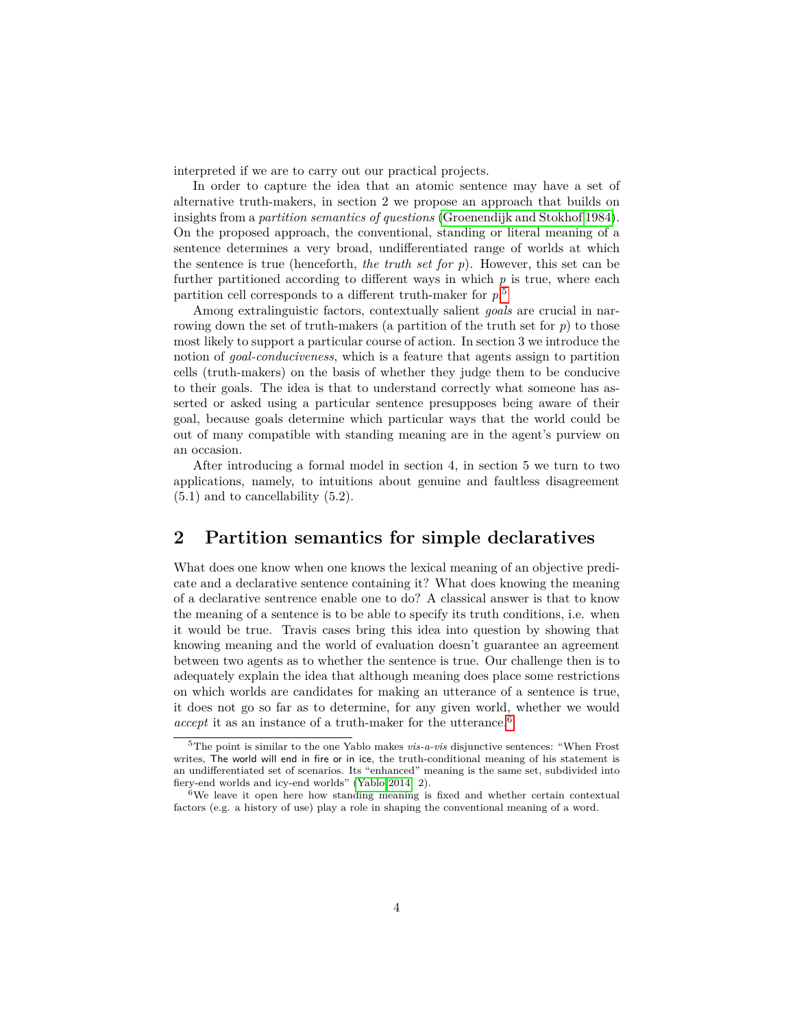interpreted if we are to carry out our practical projects.

In order to capture the idea that an atomic sentence may have a set of alternative truth-makers, in section 2 we propose an approach that builds on insights from a *partition semantics of questions* (Groenendijk and Stokhof 1984). On the proposed approach, the conventional, standing or literal meaning of a sentence determines a very broad, undifferentiated range of worlds at which the sentence is true (henceforth, *the truth set for p*). However, this set can be further partitioned according to different ways in which $p$ is true, where each partition cell corresponds to a different truth-maker for $p$.[5]

Among extralinguistic factors, contextually salient *goals* are crucial in narrowing down the set of truth-makers (a partition of the truth set for $p$) to those most likely to support a particular course of action. In section 3 we introduce the notion of *goal-conduciveness*, which is a feature that agents assign to partition cells (truth-makers) on the basis of whether they judge them to be conducive to their goals. The idea is that to understand correctly what someone has asserted or asked using a particular sentence presupposes being aware of their goal, because goals determine which particular ways that the world could be out of many compatible with standing meaning are in the agent's purview on an occasion.

After introducing a formal model in section 4, in section 5 we turn to two applications, namely, to intuitions about genuine and faultless disagreement (5.1) and to cancellability (5.2).

## 2 Partition semantics for simple declaratives

What does one know when one knows the lexical meaning of an objective predicate and a declarative sentence containing it? What does knowing the meaning of a declarative sentence enable one to do? A classical answer is that to know the meaning of a sentence is to be able to specify its truth conditions, i.e. when it would be true. Travis cases bring this idea into question by showing that knowing meaning and the world of evaluation doesn't guarantee an agreement between two agents as to whether the sentence is true. Our challenge then is to adequately explain the idea that although meaning does place some restrictions on which worlds are candidates for making an utterance of a sentence is true, it does not go so far as to determine, for any given world, whether we would *accept* it as an instance of a truth-maker for the utterance.[6]

---

[5] The point is similar to the one Yablo makes *vis-a-vis* disjunctive sentences: "When Frost writes, The world will end in fire or in ice, the truth-conditional meaning of his statement is an undifferentiated set of scenarios. Its "enhanced" meaning is the same set, subdivided into fiery-end worlds and icy-end worlds" (Yablo 2014, 2).

[6] We leave it open here how standing meaning is fixed and whether certain contextual factors (e.g. a history of use) play a role in shaping the conventional meaning of a word.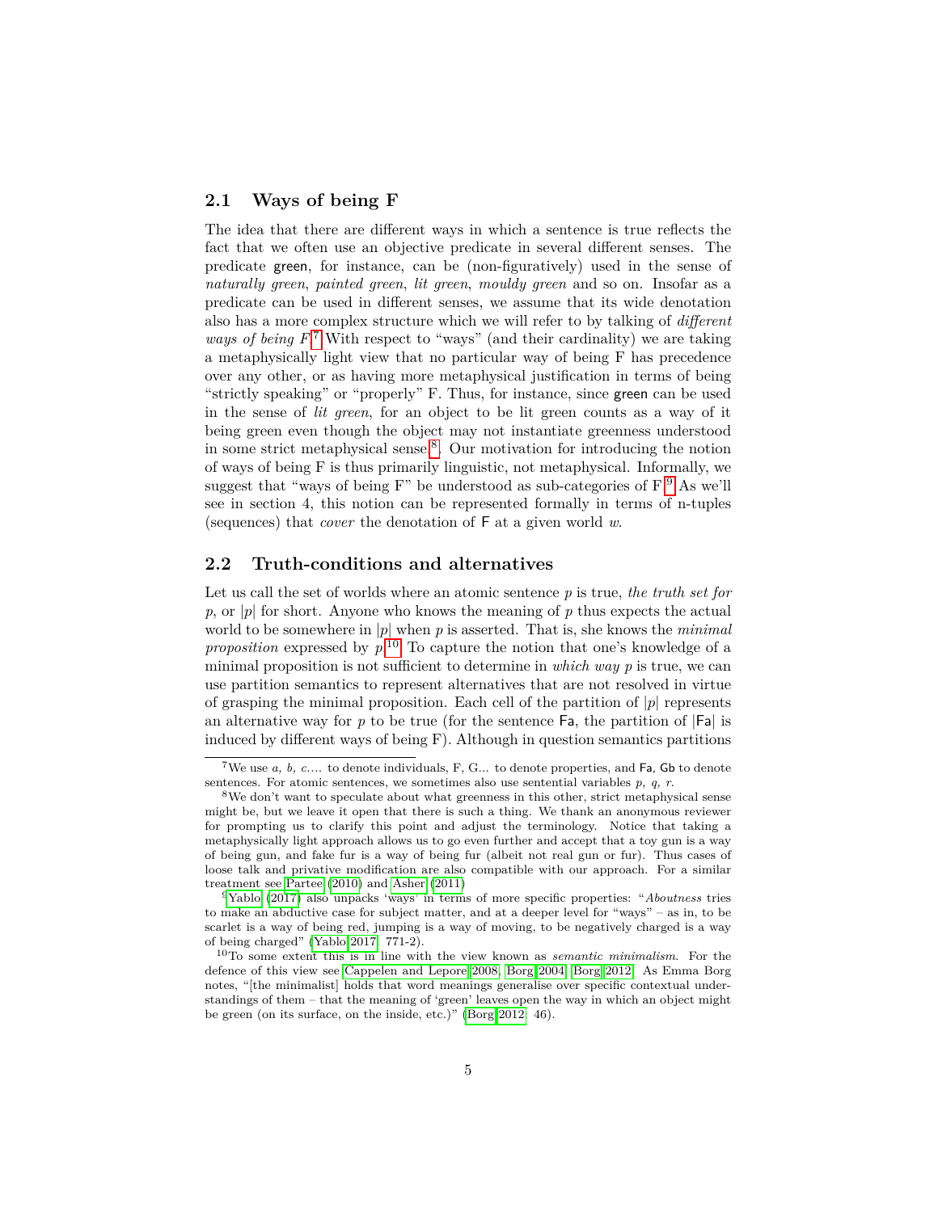## 2.1 Ways of being F

The idea that there are different ways in which a sentence is true reflects the fact that we often use an objective predicate in several different senses. The predicate green, for instance, can be (non-figuratively) used in the sense of *naturally green*, *painted green*, *lit green*, *mouldy green* and so on. Insofar as a predicate can be used in different senses, we assume that its wide denotation also has a more complex structure which we will refer to by talking of *different ways of being F*.[7] With respect to "ways" (and their cardinality) we are taking a metaphysically light view that no particular way of being F has precedence over any other, or as having more metaphysical justification in terms of being "strictly speaking" or "properly" F. Thus, for instance, since green can be used in the sense of *lit green*, for an object to be lit green counts as a way of it being green even though the object may not instantiate greenness understood in some strict metaphysical sense.[8]. Our motivation for introducing the notion of ways of being F is thus primarily linguistic, not metaphysical. Informally, we suggest that "ways of being F" be understood as sub-categories of F.[9] As we'll see in section 4, this notion can be represented formally in terms of n-tuples (sequences) that *cover* the denotation of F at a given world $w$.

## 2.2 Truth-conditions and alternatives

Let us call the set of worlds where an atomic sentence $p$ is true, *the truth set for* $p$, or $|p|$ for short. Anyone who knows the meaning of $p$ thus expects the actual world to be somewhere in $|p|$ when $p$ is asserted. That is, she knows the *minimal proposition* expressed by $p$.[10] To capture the notion that one's knowledge of a minimal proposition is not sufficient to determine in *which way* $p$ is true, we can use partition semantics to represent alternatives that are not resolved in virtue of grasping the minimal proposition. Each cell of the partition of $|p|$ represents an alternative way for $p$ to be true (for the sentence Fa, the partition of |Fa| is induced by different ways of being F). Although in question semantics partitions

---

[7] We use *a, b, c....* to denote individuals, F, G... to denote properties, and Fa, Gb to denote sentences. For atomic sentences, we sometimes also use sentential variables *p, q, r*.

[8] We don't want to speculate about what greenness in this other, strict metaphysical sense might be, but we leave it open that there is such a thing. We thank an anonymous reviewer for prompting us to clarify this point and adjust the terminology. Notice that taking a metaphysically light approach allows us to go even further and accept that a toy gun is a way of being gun, and fake fur is a way of being fur (albeit not real gun or fur). Thus cases of loose talk and privative modification are also compatible with our approach. For a similar treatment see Partee (2010) and Asher (2011)

[9] Yablo (2017) also unpacks 'ways' in terms of more specific properties: "*Aboutness* tries to make an abductive case for subject matter, and at a deeper level for "ways" – as in, to be scarlet is a way of being red, jumping is a way of moving, to be negatively charged is a way of being charged" (Yablo 2017, 771-2).

[10] To some extent this is in line with the view known as *semantic minimalism*. For the defence of this view see Cappelen and Lepore 2008, Borg 2004, Borg 2012. As Emma Borg notes, "[the minimalist] holds that word meanings generalise over specific contextual understandings of them – that the meaning of 'green' leaves open the way in which an object might be green (on its surface, on the inside, etc.)" (Borg 2012, 46).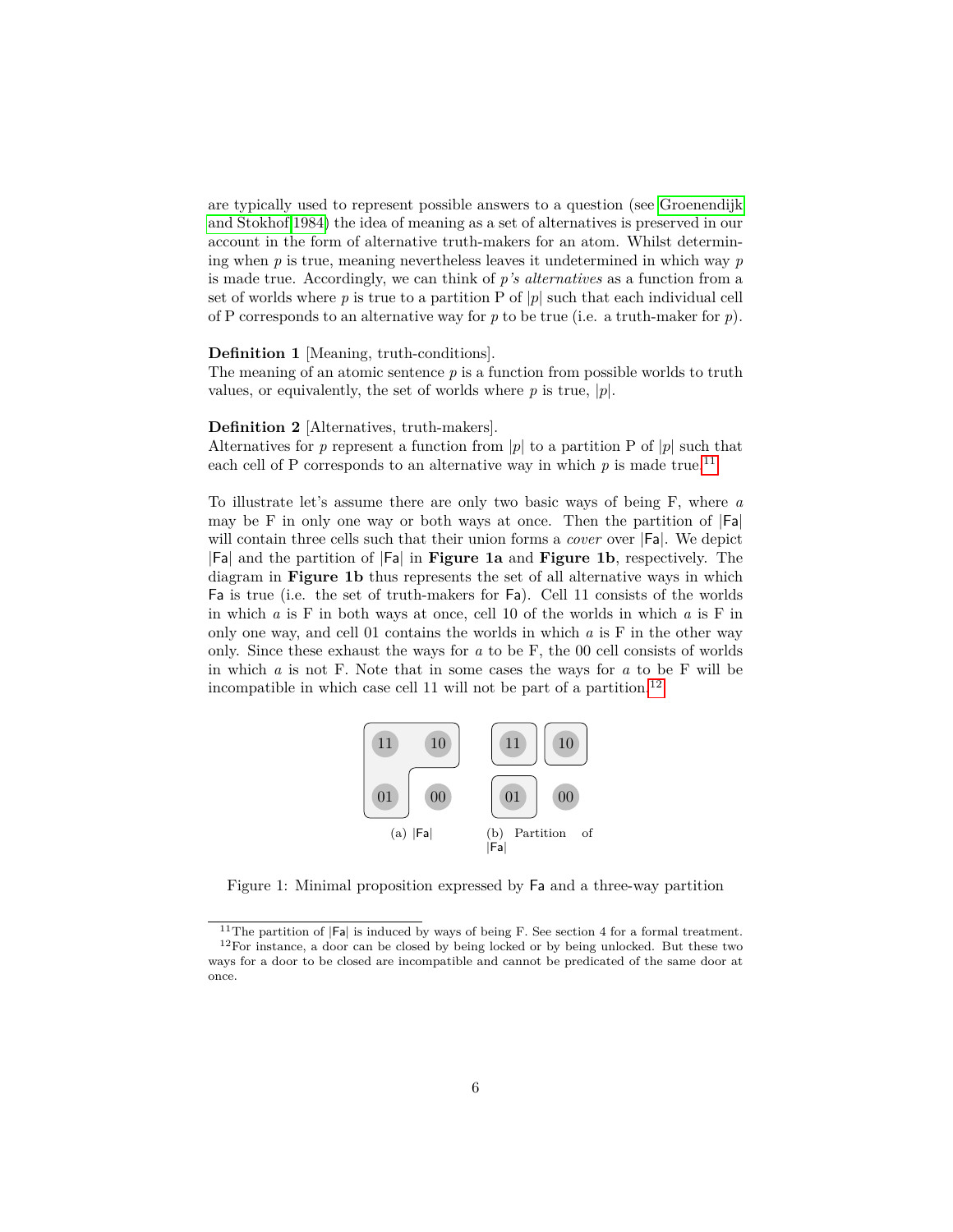are typically used to represent possible answers to a question (see Groenendijk and Stokhof 1984) the idea of meaning as a set of alternatives is preserved in our account in the form of alternative truth-makers for an atom. Whilst determining when $p$ is true, meaning nevertheless leaves it undetermined in which way $p$ is made true. Accordingly, we can think of *p's alternatives* as a function from a set of worlds where $p$ is true to a partition P of $|p|$ such that each individual cell of P corresponds to an alternative way for $p$ to be true (i.e. a truth-maker for $p$).

**Definition 1** [Meaning, truth-conditions].
The meaning of an atomic sentence $p$ is a function from possible worlds to truth values, or equivalently, the set of worlds where $p$ is true, $|p|$.

**Definition 2** [Alternatives, truth-makers].
Alternatives for $p$ represent a function from $|p|$ to a partition P of $|p|$ such that each cell of P corresponds to an alternative way in which $p$ is made true.[11]

To illustrate let's assume there are only two basic ways of being F, where $a$ may be F in only one way or both ways at once. Then the partition of |Fa| will contain three cells such that their union forms a *cover* over |Fa|. We depict |Fa| and the partition of |Fa| in **Figure 1a** and **Figure 1b**, respectively. The diagram in **Figure 1b** thus represents the set of all alternative ways in which Fa is true (i.e. the set of truth-makers for Fa). Cell 11 consists of the worlds in which $a$ is F in both ways at once, cell 10 of the worlds in which $a$ is F in only one way, and cell 01 contains the worlds in which $a$ is F in the other way only. Since these exhaust the ways for $a$ to be F, the 00 cell consists of worlds in which $a$ is not F. Note that in some cases the ways for $a$ to be F will be incompatible in which case cell 11 will not be part of a partition.[12]

(a) |Fa| (b) Partition of |Fa|

Figure 1: Minimal proposition expressed by Fa and a three-way partition

[11] The partition of |Fa| is induced by ways of being F. See section 4 for a formal treatment.
[12] For instance, a door can be closed by being locked or by being unlocked. But these two ways for a door to be closed are incompatible and cannot be predicated of the same door at once.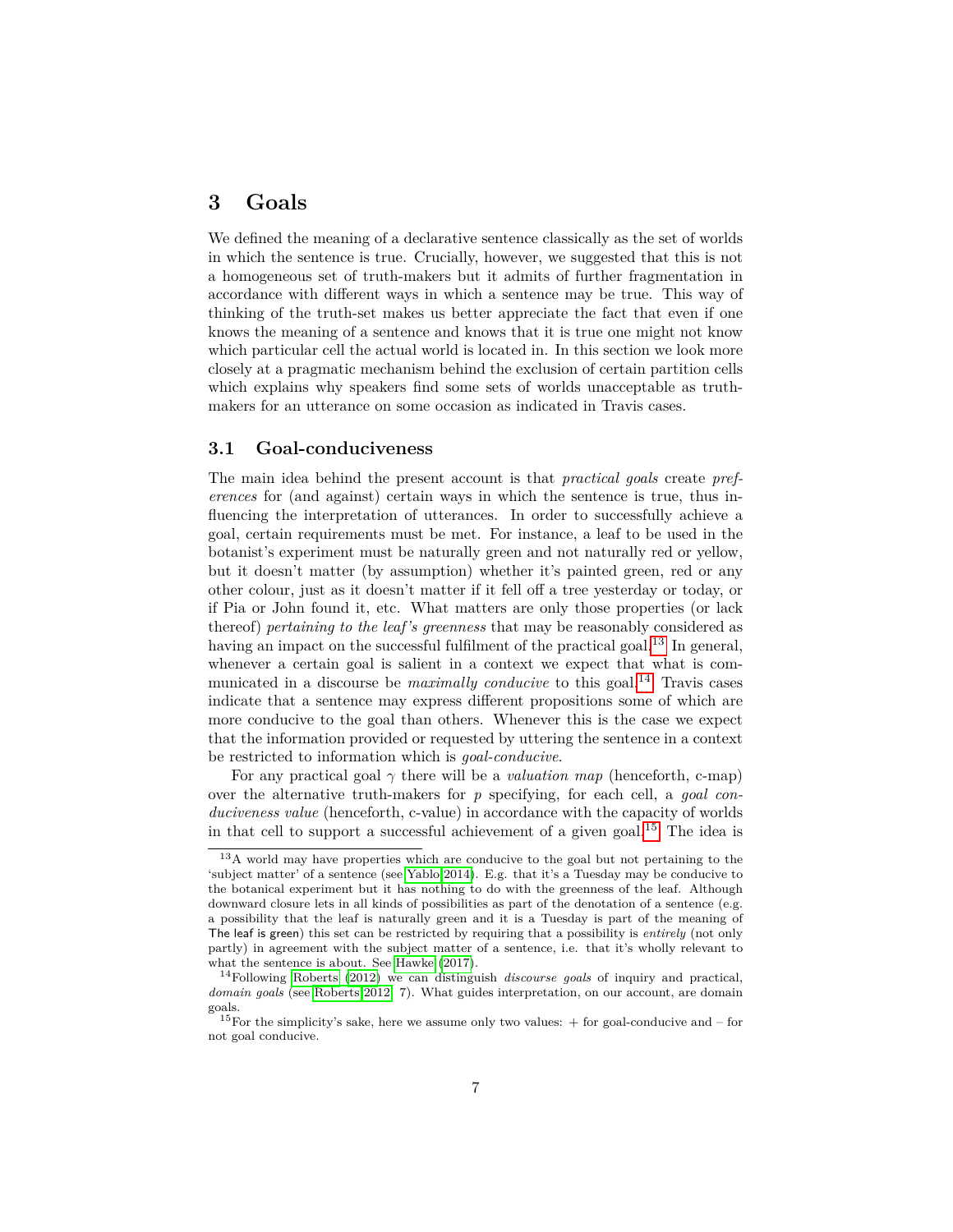# 3 Goals

We defined the meaning of a declarative sentence classically as the set of worlds in which the sentence is true. Crucially, however, we suggested that this is not a homogeneous set of truth-makers but it admits of further fragmentation in accordance with different ways in which a sentence may be true. This way of thinking of the truth-set makes us better appreciate the fact that even if one knows the meaning of a sentence and knows that it is true one might not know which particular cell the actual world is located in. In this section we look more closely at a pragmatic mechanism behind the exclusion of certain partition cells which explains why speakers find some sets of worlds unacceptable as truth-makers for an utterance on some occasion as indicated in Travis cases.

## 3.1 Goal-conduciveness

The main idea behind the present account is that *practical goals* create *preferences* for (and against) certain ways in which the sentence is true, thus influencing the interpretation of utterances. In order to successfully achieve a goal, certain requirements must be met. For instance, a leaf to be used in the botanist's experiment must be naturally green and not naturally red or yellow, but it doesn't matter (by assumption) whether it's painted green, red or any other colour, just as it doesn't matter if it fell off a tree yesterday or today, or if Pia or John found it, etc. What matters are only those properties (or lack thereof) *pertaining to the leaf's greenness* that may be reasonably considered as having an impact on the successful fulfilment of the practical goal.[13] In general, whenever a certain goal is salient in a context we expect that what is communicated in a discourse be *maximally conducive* to this goal.[14] Travis cases indicate that a sentence may express different propositions some of which are more conducive to the goal than others. Whenever this is the case we expect that the information provided or requested by uttering the sentence in a context be restricted to information which is *goal-conducive*.

For any practical goal $\gamma$ there will be a *valuation map* (henceforth, c-map) over the alternative truth-makers for $p$ specifying, for each cell, a *goal conduciveness value* (henceforth, c-value) in accordance with the capacity of worlds in that cell to support a successful achievement of a given goal.[15] The idea is

---

[13] A world may have properties which are conducive to the goal but not pertaining to the 'subject matter' of a sentence (see Yablo 2014). E.g. that it's a Tuesday may be conducive to the botanical experiment but it has nothing to do with the greenness of the leaf. Although downward closure lets in all kinds of possibilities as part of the denotation of a sentence (e.g. a possibility that the leaf is naturally green and it is a Tuesday is part of the meaning of The leaf is green) this set can be restricted by requiring that a possibility is *entirely* (not only partly) in agreement with the subject matter of a sentence, i.e. that it's wholly relevant to what the sentence is about. See Hawke (2017).

[14] Following Roberts (2012) we can distinguish *discourse goals* of inquiry and practical, *domain goals* (see Roberts 2012, 7). What guides interpretation, on our account, are domain goals.

[15] For the simplicity's sake, here we assume only two values: + for goal-conducive and – for not goal conducive.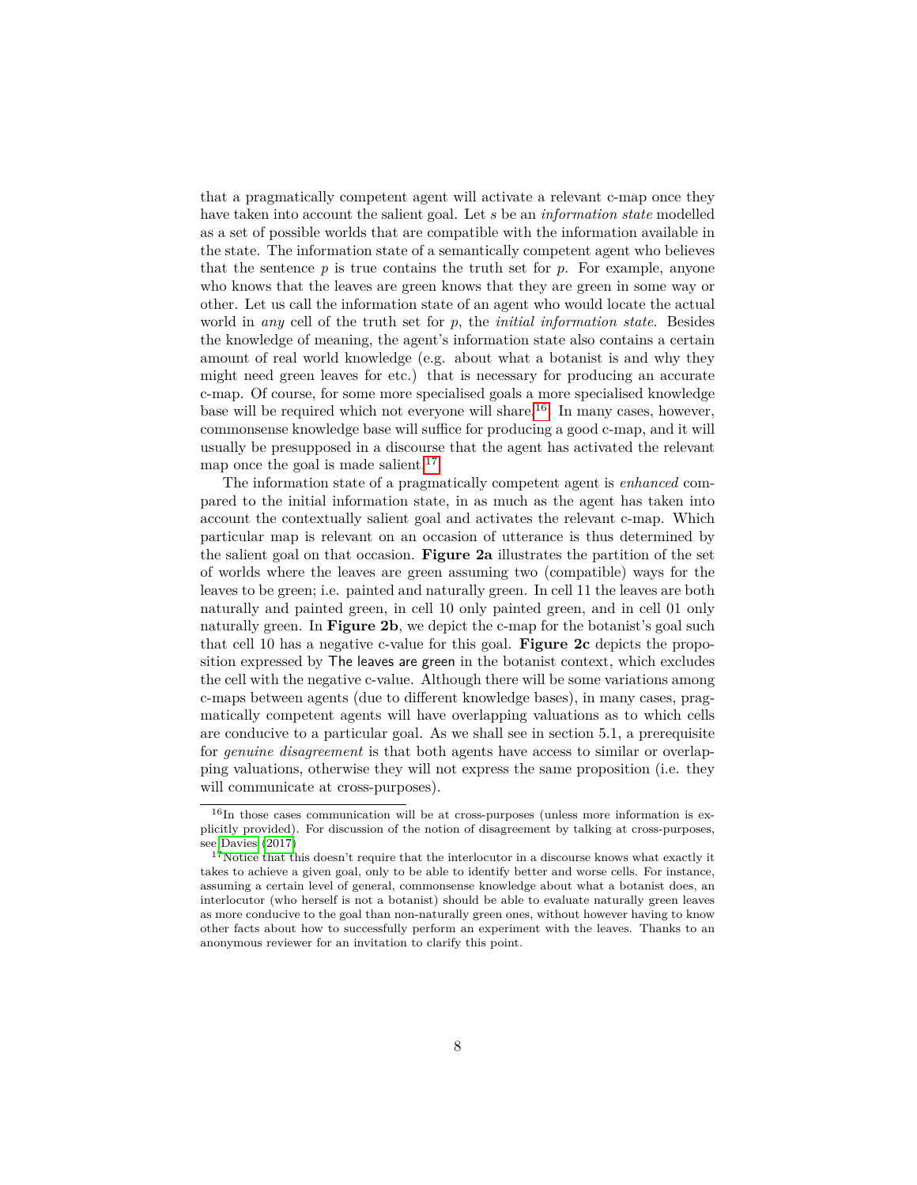that a pragmatically competent agent will activate a relevant c-map once they have taken into account the salient goal. Let $s$ be an *information state* modelled as a set of possible worlds that are compatible with the information available in the state. The information state of a semantically competent agent who believes that the sentence $p$ is true contains the truth set for $p$. For example, anyone who knows that the leaves are green knows that they are green in some way or other. Let us call the information state of an agent who would locate the actual world in *any* cell of the truth set for $p$, the *initial information state*. Besides the knowledge of meaning, the agent's information state also contains a certain amount of real world knowledge (e.g. about what a botanist is and why they might need green leaves for etc.) that is necessary for producing an accurate c-map. Of course, for some more specialised goals a more specialised knowledge base will be required which not everyone will share.[16] In many cases, however, commonsense knowledge base will suffice for producing a good c-map, and it will usually be presupposed in a discourse that the agent has activated the relevant map once the goal is made salient.[17]

The information state of a pragmatically competent agent is *enhanced* compared to the initial information state, in as much as the agent has taken into account the contextually salient goal and activates the relevant c-map. Which particular map is relevant on an occasion of utterance is thus determined by the salient goal on that occasion. **Figure 2a** illustrates the partition of the set of worlds where the leaves are green assuming two (compatible) ways for the leaves to be green; i.e. painted and naturally green. In cell 11 the leaves are both naturally and painted green, in cell 10 only painted green, and in cell 01 only naturally green. In **Figure 2b**, we depict the c-map for the botanist's goal such that cell 10 has a negative c-value for this goal. **Figure 2c** depicts the proposition expressed by The leaves are green in the botanist context, which excludes the cell with the negative c-value. Although there will be some variations among c-maps between agents (due to different knowledge bases), in many cases, pragmatically competent agents will have overlapping valuations as to which cells are conducive to a particular goal. As we shall see in section 5.1, a prerequisite for *genuine disagreement* is that both agents have access to similar or overlapping valuations, otherwise they will not express the same proposition (i.e. they will communicate at cross-purposes).

---

[16] In those cases communication will be at cross-purposes (unless more information is explicitly provided). For discussion of the notion of disagreement by talking at cross-purposes, see Davies (2017)

[17] Notice that this doesn't require that the interlocutor in a discourse knows what exactly it takes to achieve a given goal, only to be able to identify better and worse cells. For instance, assuming a certain level of general, commonsense knowledge about what a botanist does, an interlocutor (who herself is not a botanist) should be able to evaluate naturally green leaves as more conducive to the goal than non-naturally green ones, without however having to know other facts about how to successfully perform an experiment with the leaves. Thanks to an anonymous reviewer for an invitation to clarify this point.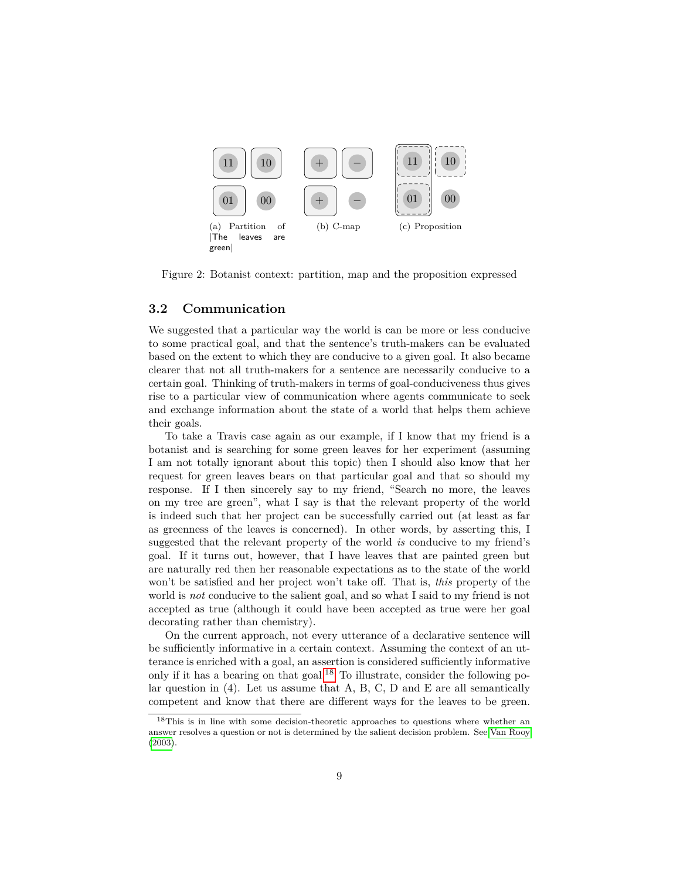(a) Partition of |The leaves are green|

(b) C-map

(c) Proposition

Figure 2: Botanist context: partition, map and the proposition expressed

### 3.2 Communication

We suggested that a particular way the world is can be more or less conducive to some practical goal, and that the sentence's truth-makers can be evaluated based on the extent to which they are conducive to a given goal. It also became clearer that not all truth-makers for a sentence are necessarily conducive to a certain goal. Thinking of truth-makers in terms of goal-conduciveness thus gives rise to a particular view of communication where agents communicate to seek and exchange information about the state of a world that helps them achieve their goals.

To take a Travis case again as our example, if I know that my friend is a botanist and is searching for some green leaves for her experiment (assuming I am not totally ignorant about this topic) then I should also know that her request for green leaves bears on that particular goal and that so should my response. If I then sincerely say to my friend, "Search no more, the leaves on my tree are green", what I say is that the relevant property of the world is indeed such that her project can be successfully carried out (at least as far as greenness of the leaves is concerned). In other words, by asserting this, I suggested that the relevant property of the world *is* conducive to my friend's goal. If it turns out, however, that I have leaves that are painted green but are naturally red then her reasonable expectations as to the state of the world won't be satisfied and her project won't take off. That is, *this* property of the world is *not* conducive to the salient goal, and so what I said to my friend is not accepted as true (although it could have been accepted as true were her goal decorating rather than chemistry).

On the current approach, not every utterance of a declarative sentence will be sufficiently informative in a certain context. Assuming the context of an utterance is enriched with a goal, an assertion is considered sufficiently informative only if it has a bearing on that goal.[18] To illustrate, consider the following polar question in (4). Let us assume that A, B, C, D and E are all semantically competent and know that there are different ways for the leaves to be green.

[18] This is in line with some decision-theoretic approaches to questions where whether an answer resolves a question or not is determined by the salient decision problem. See Van Rooy (2003).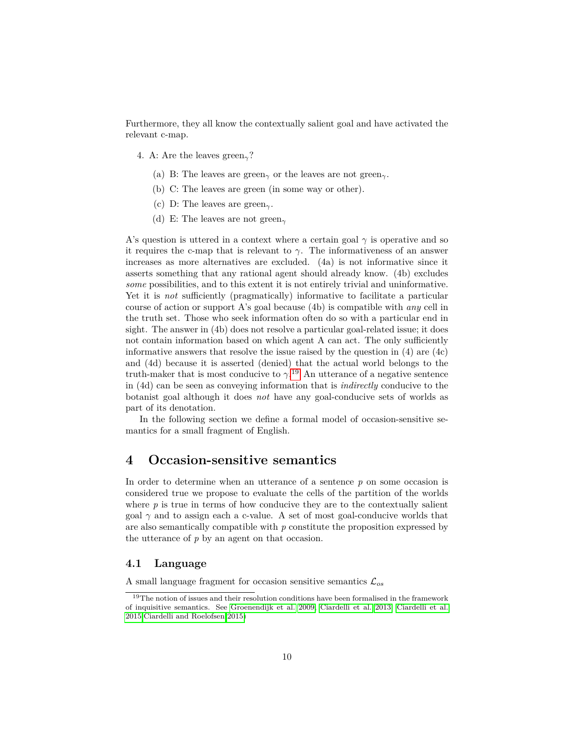Furthermore, they all know the contextually salient goal and have activated the relevant c-map.

4. A: Are the leaves green$_\gamma$?

   (a) B: The leaves are green$_\gamma$ or the leaves are not green$_\gamma$.

   (b) C: The leaves are green (in some way or other).

   (c) D: The leaves are green$_\gamma$.

   (d) E: The leaves are not green$_\gamma$

A's question is uttered in a context where a certain goal $\gamma$ is operative and so it requires the c-map that is relevant to $\gamma$. The informativeness of an answer increases as more alternatives are excluded. (4a) is not informative since it asserts something that any rational agent should already know. (4b) excludes *some* possibilities, and to this extent it is not entirely trivial and uninformative. Yet it is *not* sufficiently (pragmatically) informative to facilitate a particular course of action or support A's goal because (4b) is compatible with *any* cell in the truth set. Those who seek information often do so with a particular end in sight. The answer in (4b) does not resolve a particular goal-related issue; it does not contain information based on which agent A can act. The only sufficiently informative answers that resolve the issue raised by the question in (4) are (4c) and (4d) because it is asserted (denied) that the actual world belongs to the truth-maker that is most conducive to $\gamma$.[19] An utterance of a negative sentence in (4d) can be seen as conveying information that is *indirectly* conducive to the botanist goal although it does *not* have any goal-conducive sets of worlds as part of its denotation.

In the following section we define a formal model of occasion-sensitive semantics for a small fragment of English.

# 4 Occasion-sensitive semantics

In order to determine when an utterance of a sentence $p$ on some occasion is considered true we propose to evaluate the cells of the partition of the worlds where $p$ is true in terms of how conducive they are to the contextually salient goal $\gamma$ and to assign each a c-value. A set of most goal-conducive worlds that are also semantically compatible with $p$ constitute the proposition expressed by the utterance of $p$ by an agent on that occasion.

## 4.1 Language

A small language fragment for occasion sensitive semantics $\mathcal{L}_{os}$

[19] The notion of issues and their resolution conditions have been formalised in the framework of inquisitive semantics. See Groenendijk et al. 2009; Ciardelli et al. 2013; Ciardelli et al. 2015; Ciardelli and Roelofsen 2015)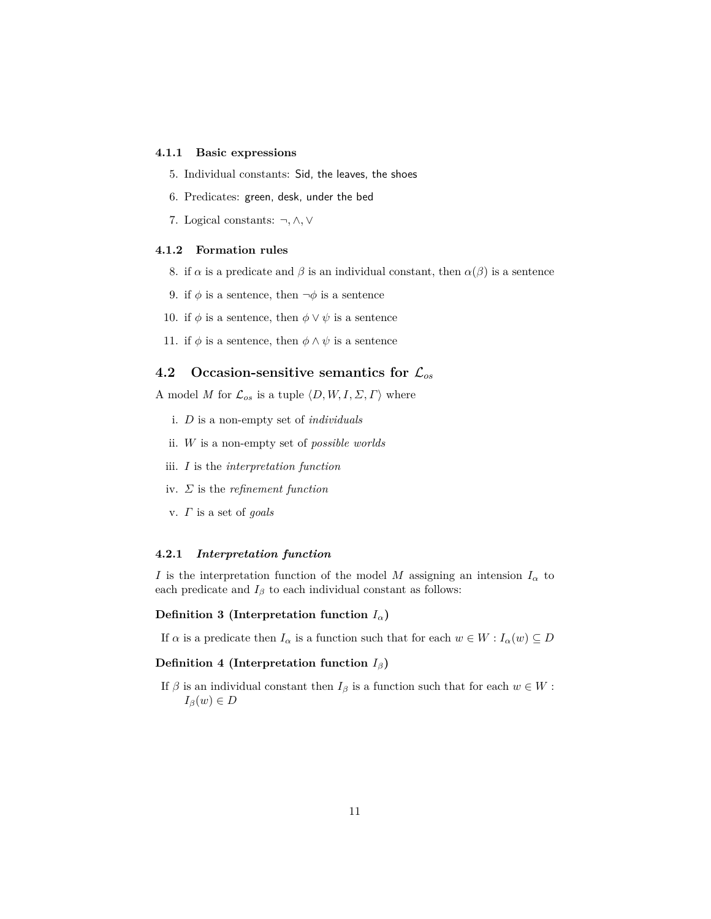#### 4.1.1 Basic expressions

5. Individual constants: Sid, the leaves, the shoes
6. Predicates: green, desk, under the bed
7. Logical constants: $\neg, \wedge, \vee$

#### 4.1.2 Formation rules

8. if $\alpha$ is a predicate and $\beta$ is an individual constant, then $\alpha(\beta)$ is a sentence
9. if $\phi$ is a sentence, then $\neg\phi$ is a sentence
10. if $\phi$ is a sentence, then $\phi \vee \psi$ is a sentence
11. if $\phi$ is a sentence, then $\phi \wedge \psi$ is a sentence

### 4.2 Occasion-sensitive semantics for $\mathcal{L}_{os}$

A model $M$ for $\mathcal{L}_{os}$ is a tuple $\langle D, W, I, \Sigma, \Gamma \rangle$ where

i. $D$ is a non-empty set of *individuals*

ii. $W$ is a non-empty set of *possible worlds*

iii. $I$ is the *interpretation function*

iv. $\Sigma$ is the *refinement function*

v. $\Gamma$ is a set of *goals*

#### 4.2.1 *Interpretation function*

$I$ is the interpretation function of the model $M$ assigning an intension $I_\alpha$ to each predicate and $I_\beta$ to each individual constant as follows:

**Definition 3 (Interpretation function $I_\alpha$)**

If $\alpha$ is a predicate then $I_\alpha$ is a function such that for each $w \in W : I_\alpha(w) \subseteq D$

**Definition 4 (Interpretation function $I_\beta$)**

If $\beta$ is an individual constant then $I_\beta$ is a function such that for each $w \in W$ : $I_\beta(w) \in D$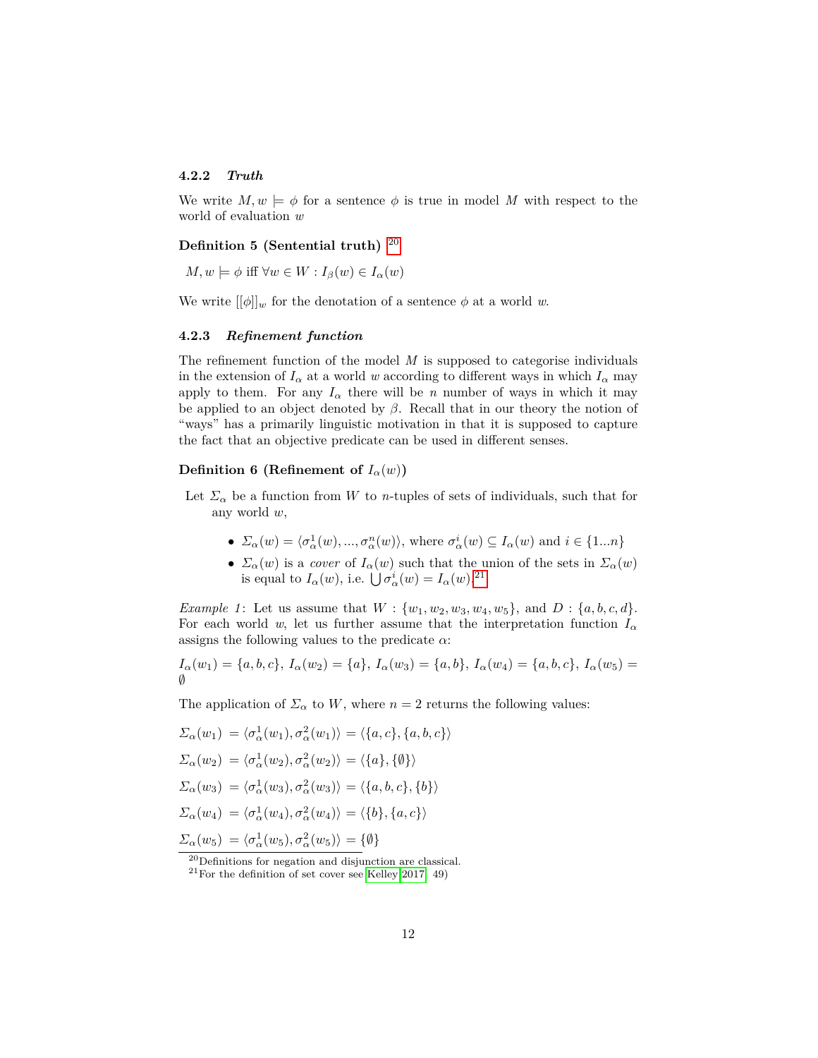#### 4.2.2 *Truth*

We write $M, w \models \phi$ for a sentence $\phi$ is true in model $M$ with respect to the world of evaluation $w$

**Definition 5 (Sentential truth)** [20]

$M, w \models \phi$ iff $\forall w \in W : I_\beta(w) \in I_\alpha(w)$

We write $[[\phi]]_w$ for the denotation of a sentence $\phi$ at a world $w$.

#### 4.2.3 *Refinement function*

The refinement function of the model $M$ is supposed to categorise individuals in the extension of $I_\alpha$ at a world $w$ according to different ways in which $I_\alpha$ may apply to them. For any $I_\alpha$ there will be $n$ number of ways in which it may be applied to an object denoted by $\beta$. Recall that in our theory the notion of "ways" has a primarily linguistic motivation in that it is supposed to capture the fact that an objective predicate can be used in different senses.

**Definition 6 (Refinement of $I_\alpha(w)$)**

Let $\Sigma_\alpha$ be a function from $W$ to $n$-tuples of sets of individuals, such that for any world $w$,

- $\Sigma_\alpha(w) = \langle \sigma^1_\alpha(w), ..., \sigma^n_\alpha(w) \rangle$, where $\sigma^i_\alpha(w) \subseteq I_\alpha(w)$ and $i \in \{1...n\}$
- $\Sigma_\alpha(w)$ is a *cover* of $I_\alpha(w)$ such that the union of the sets in $\Sigma_\alpha(w)$ is equal to $I_\alpha(w)$, i.e. $\bigcup \sigma^i_\alpha(w) = I_\alpha(w)$.[21]

*Example 1*: Let us assume that $W : \{w_1, w_2, w_3, w_4, w_5\}$, and $D : \{a, b, c, d\}$. For each world $w$, let us further assume that the interpretation function $I_\alpha$ assigns the following values to the predicate $\alpha$:

$I_\alpha(w_1) = \{a, b, c\}$, $I_\alpha(w_2) = \{a\}$, $I_\alpha(w_3) = \{a, b\}$, $I_\alpha(w_4) = \{a, b, c\}$, $I_\alpha(w_5) = \emptyset$

The application of $\Sigma_\alpha$ to $W$, where $n = 2$ returns the following values:

$\Sigma_\alpha(w_1) = \langle \sigma^1_\alpha(w_1), \sigma^2_\alpha(w_1) \rangle = \langle \{a, c\}, \{a, b, c\} \rangle$

$\Sigma_\alpha(w_2) = \langle \sigma^1_\alpha(w_2), \sigma^2_\alpha(w_2) \rangle = \langle \{a\}, \{\emptyset\} \rangle$

$\Sigma_\alpha(w_3) = \langle \sigma^1_\alpha(w_3), \sigma^2_\alpha(w_3) \rangle = \langle \{a, b, c\}, \{b\} \rangle$

$\Sigma_\alpha(w_4) = \langle \sigma^1_\alpha(w_4), \sigma^2_\alpha(w_4) \rangle = \langle \{b\}, \{a, c\} \rangle$

$\Sigma_\alpha(w_5) = \langle \sigma^1_\alpha(w_5), \sigma^2_\alpha(w_5) \rangle = \{\emptyset\}$

---

[20] Definitions for negation and disjunction are classical.

[21] For the definition of set cover see Kelley 2017, 49)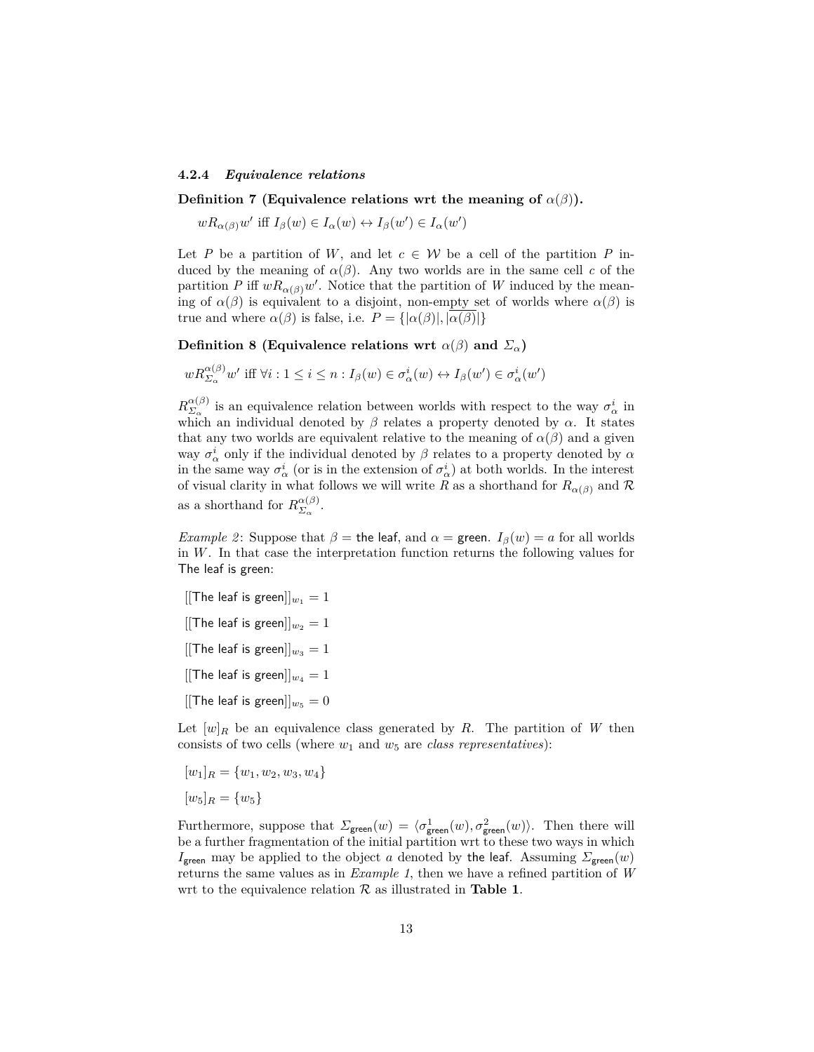#### 4.2.4 *Equivalence relations*

**Definition 7 (Equivalence relations wrt the meaning of $\alpha(\beta)$).**

$wR_{\alpha(\beta)}w'$ iff $I_\beta(w) \in I_\alpha(w) \leftrightarrow I_\beta(w') \in I_\alpha(w')$

Let $P$ be a partition of $W$, and let $c \in \mathcal{W}$ be a cell of the partition $P$ induced by the meaning of $\alpha(\beta)$. Any two worlds are in the same cell $c$ of the partition $P$ iff $wR_{\alpha(\beta)}w'$. Notice that the partition of $W$ induced by the meaning of $\alpha(\beta)$ is equivalent to a disjoint, non-empty set of worlds where $\alpha(\beta)$ is true and where $\alpha(\beta)$ is false, i.e. $P = \{|\alpha(\beta)|, |\overline{\alpha(\beta)}|\}$

**Definition 8 (Equivalence relations wrt $\alpha(\beta)$ and $\Sigma_\alpha$)**

$wR^{\alpha(\beta)}_{\Sigma_\alpha}w'$ iff $\forall i : 1 \leq i \leq n : I_\beta(w) \in \sigma^i_\alpha(w) \leftrightarrow I_\beta(w') \in \sigma^i_\alpha(w')$

$R^{\alpha(\beta)}_{\Sigma_\alpha}$ is an equivalence relation between worlds with respect to the way $\sigma^i_\alpha$ in which an individual denoted by $\beta$ relates a property denoted by $\alpha$. It states that any two worlds are equivalent relative to the meaning of $\alpha(\beta)$ and a given way $\sigma^i_\alpha$ only if the individual denoted by $\beta$ relates to a property denoted by $\alpha$ in the same way $\sigma^i_\alpha$ (or is in the extension of $\sigma^i_\alpha$) at both worlds. In the interest of visual clarity in what follows we will write $R$ as a shorthand for $R_{\alpha(\beta)}$ and $\mathcal{R}$ as a shorthand for $R^{\alpha(\beta)}_{\Sigma_\alpha}$.

*Example 2*: Suppose that $\beta =$ the leaf, and $\alpha =$ green. $I_\beta(w) = a$ for all worlds in $W$. In that case the interpretation function returns the following values for The leaf is green:

$[[\text{The leaf is green}]]_{w_1} = 1$

$[[\text{The leaf is green}]]_{w_2} = 1$

$[[\text{The leaf is green}]]_{w_3} = 1$

$[[\text{The leaf is green}]]_{w_4} = 1$

$[[\text{The leaf is green}]]_{w_5} = 0$

Let $[w]_R$ be an equivalence class generated by $R$. The partition of $W$ then consists of two cells (where $w_1$ and $w_5$ are *class representatives*):

$[w_1]_R = \{w_1, w_2, w_3, w_4\}$

$[w_5]_R = \{w_5\}$

Furthermore, suppose that $\Sigma_{\text{green}}(w) = \langle \sigma^1_{\text{green}}(w), \sigma^2_{\text{green}}(w) \rangle$. Then there will be a further fragmentation of the initial partition wrt to these two ways in which $I_{\text{green}}$ may be applied to the object $a$ denoted by the leaf. Assuming $\Sigma_{\text{green}}(w)$ returns the same values as in *Example 1*, then we have a refined partition of $W$ wrt to the equivalence relation $\mathcal{R}$ as illustrated in **Table 1**.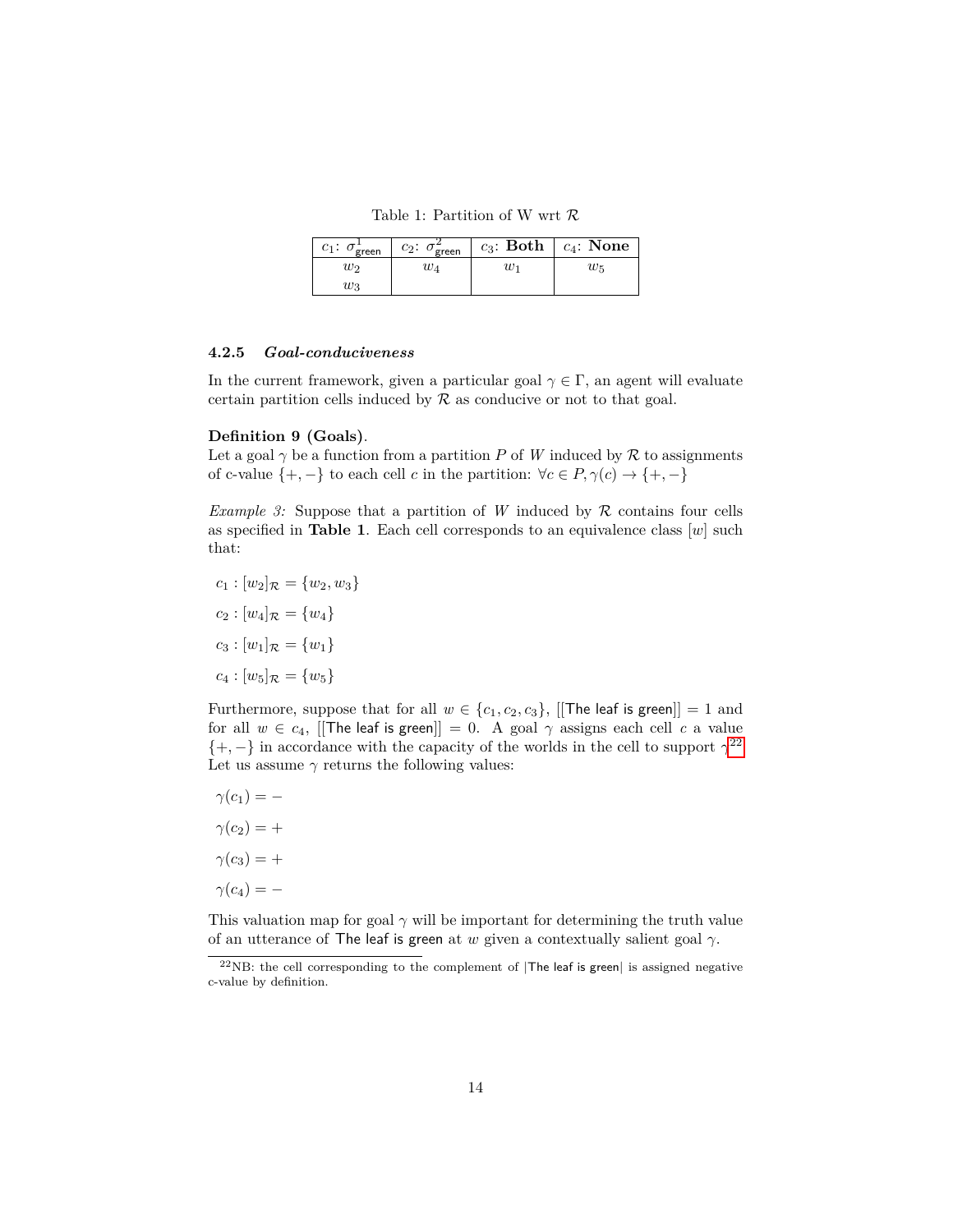Table 1: Partition of W wrt $\mathcal{R}$

| $c_1$: $\sigma^1_{\text{green}}$ | $c_2$: $\sigma^2_{\text{green}}$ | $c_3$: **Both** | $c_4$: **None** |
|---|---|---|---|
| $w_2$ $w_3$ | $w_4$ | $w_1$ | $w_5$ |

#### 4.2.5 *Goal-conduciveness*

In the current framework, given a particular goal $\gamma \in \Gamma$, an agent will evaluate certain partition cells induced by $\mathcal{R}$ as conducive or not to that goal.

**Definition 9 (Goals)**.
Let a goal $\gamma$ be a function from a partition $P$ of $W$ induced by $\mathcal{R}$ to assignments of c-value $\{+, -\}$ to each cell $c$ in the partition: $\forall c \in P, \gamma(c) \rightarrow \{+, -\}$

*Example 3:* Suppose that a partition of $W$ induced by $\mathcal{R}$ contains four cells as specified in **Table 1**. Each cell corresponds to an equivalence class $[w]$ such that:

$c_1 : [w_2]_{\mathcal{R}} = \{w_2, w_3\}$

$c_2 : [w_4]_{\mathcal{R}} = \{w_4\}$

$c_3 : [w_1]_{\mathcal{R}} = \{w_1\}$

$c_4 : [w_5]_{\mathcal{R}} = \{w_5\}$

Furthermore, suppose that for all $w \in \{c_1, c_2, c_3\}$, $[[\text{The leaf is green}]] = 1$ and for all $w \in c_4$, $[[\text{The leaf is green}]] = 0$. A goal $\gamma$ assigns each cell $c$ a value $\{+, -\}$ in accordance with the capacity of the worlds in the cell to support $\gamma$.[22] Let us assume $\gamma$ returns the following values:

$\gamma(c_1) = -$

$\gamma(c_2) = +$

$\gamma(c_3) = +$

$\gamma(c_4) = -$

This valuation map for goal $\gamma$ will be important for determining the truth value of an utterance of The leaf is green at $w$ given a contextually salient goal $\gamma$.

[22] NB: the cell corresponding to the complement of $|\text{The leaf is green}|$ is assigned negative c-value by definition.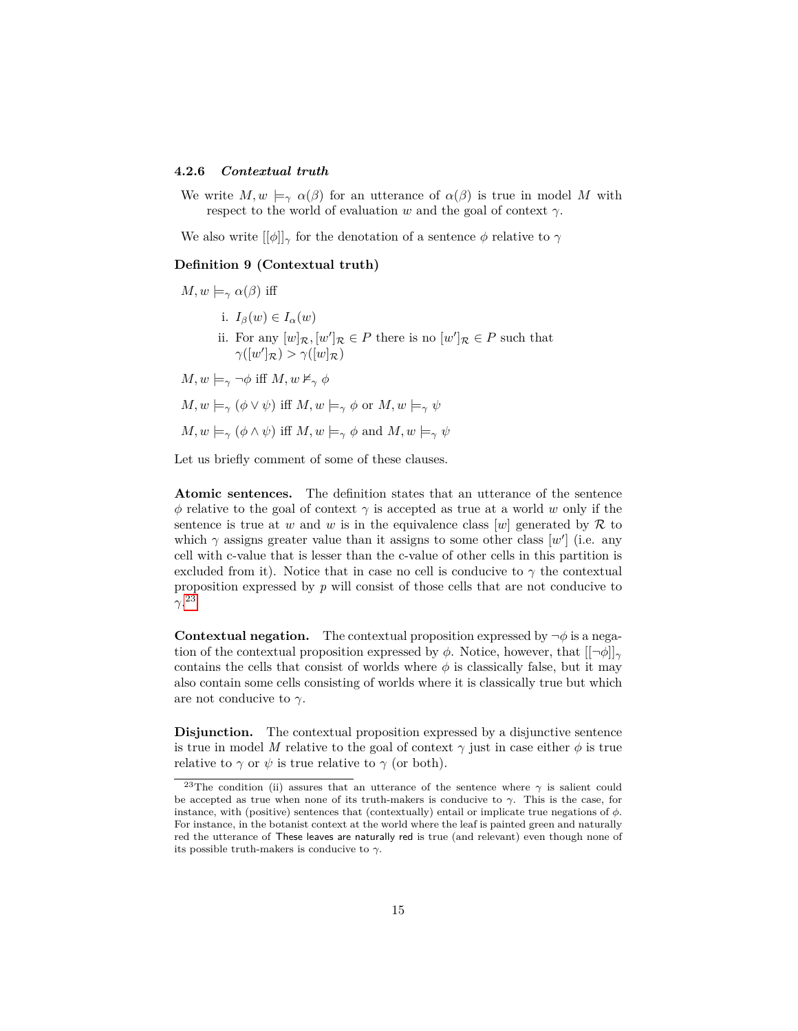#### 4.2.6 *Contextual truth*

We write $M, w \models_\gamma \alpha(\beta)$ for an utterance of $\alpha(\beta)$ is true in model $M$ with respect to the world of evaluation $w$ and the goal of context $\gamma$.

We also write $[[\phi]]_\gamma$ for the denotation of a sentence $\phi$ relative to $\gamma$

**Definition 9 (Contextual truth)**

$M, w \models_\gamma \alpha(\beta)$ iff

i. $I_\beta(w) \in I_\alpha(w)$

ii. For any $[w]_\mathcal{R}, [w']_\mathcal{R} \in P$ there is no $[w']_\mathcal{R} \in P$ such that $\gamma([w']_\mathcal{R}) > \gamma([w]_\mathcal{R})$

$M, w \models_\gamma \neg\phi$ iff $M, w \not\models_\gamma \phi$

$M, w \models_\gamma (\phi \vee \psi)$ iff $M, w \models_\gamma \phi$ or $M, w \models_\gamma \psi$

$M, w \models_\gamma (\phi \wedge \psi)$ iff $M, w \models_\gamma \phi$ and $M, w \models_\gamma \psi$

Let us briefly comment of some of these clauses.

**Atomic sentences.** The definition states that an utterance of the sentence $\phi$ relative to the goal of context $\gamma$ is accepted as true at a world $w$ only if the sentence is true at $w$ and $w$ is in the equivalence class $[w]$ generated by $\mathcal{R}$ to which $\gamma$ assigns greater value than it assigns to some other class $[w']$ (i.e. any cell with c-value that is lesser than the c-value of other cells in this partition is excluded from it). Notice that in case no cell is conducive to $\gamma$ the contextual proposition expressed by $p$ will consist of those cells that are not conducive to $\gamma$.[23]

**Contextual negation.** The contextual proposition expressed by $\neg\phi$ is a negation of the contextual proposition expressed by $\phi$. Notice, however, that $[[\neg\phi]]_\gamma$ contains the cells that consist of worlds where $\phi$ is classically false, but it may also contain some cells consisting of worlds where it is classically true but which are not conducive to $\gamma$.

**Disjunction.** The contextual proposition expressed by a disjunctive sentence is true in model $M$ relative to the goal of context $\gamma$ just in case either $\phi$ is true relative to $\gamma$ or $\psi$ is true relative to $\gamma$ (or both).

---

[23] The condition (ii) assures that an utterance of the sentence where $\gamma$ is salient could be accepted as true when none of its truth-makers is conducive to $\gamma$. This is the case, for instance, with (positive) sentences that (contextually) entail or implicate true negations of $\phi$. For instance, in the botanist context at the world where the leaf is painted green and naturally red the utterance of These leaves are naturally red is true (and relevant) even though none of its possible truth-makers is conducive to $\gamma$.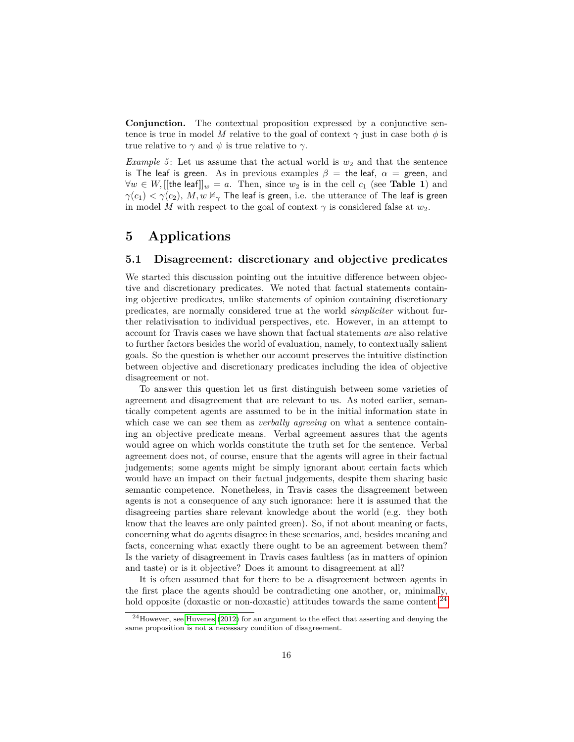**Conjunction.** The contextual proposition expressed by a conjunctive sentence is true in model $M$ relative to the goal of context $\gamma$ just in case both $\phi$ is true relative to $\gamma$ and $\psi$ is true relative to $\gamma$.

*Example 5*: Let us assume that the actual world is $w_2$ and that the sentence is The leaf is green. As in previous examples $\beta$ = the leaf, $\alpha$ = green, and $\forall w \in W, [[\text{the leaf}]]_w = a$. Then, since $w_2$ is in the cell $c_1$ (see **Table 1**) and $\gamma(c_1) < \gamma(c_2)$, $M, w \nvDash_\gamma$ The leaf is green, i.e. the utterance of The leaf is green in model $M$ with respect to the goal of context $\gamma$ is considered false at $w_2$.

# 5 Applications

## 5.1 Disagreement: discretionary and objective predicates

We started this discussion pointing out the intuitive difference between objective and discretionary predicates. We noted that factual statements containing objective predicates, unlike statements of opinion containing discretionary predicates, are normally considered true at the world *simpliciter* without further relativisation to individual perspectives, etc. However, in an attempt to account for Travis cases we have shown that factual statements *are* also relative to further factors besides the world of evaluation, namely, to contextually salient goals. So the question is whether our account preserves the intuitive distinction between objective and discretionary predicates including the idea of objective disagreement or not.

To answer this question let us first distinguish between some varieties of agreement and disagreement that are relevant to us. As noted earlier, semantically competent agents are assumed to be in the initial information state in which case we can see them as *verbally agreeing* on what a sentence containing an objective predicate means. Verbal agreement assures that the agents would agree on which worlds constitute the truth set for the sentence. Verbal agreement does not, of course, ensure that the agents will agree in their factual judgements; some agents might be simply ignorant about certain facts which would have an impact on their factual judgements, despite them sharing basic semantic competence. Nonetheless, in Travis cases the disagreement between agents is not a consequence of any such ignorance: here it is assumed that the disagreeing parties share relevant knowledge about the world (e.g. they both know that the leaves are only painted green). So, if not about meaning or facts, concerning what do agents disagree in these scenarios, and, besides meaning and facts, concerning what exactly there ought to be an agreement between them? Is the variety of disagreement in Travis cases faultless (as in matters of opinion and taste) or is it objective? Does it amount to disagreement at all?

It is often assumed that for there to be a disagreement between agents in the first place the agents should be contradicting one another, or, minimally, hold opposite (doxastic or non-doxastic) attitudes towards the same content.[24]

[24] However, see Huvenes (2012) for an argument to the effect that asserting and denying the same proposition is not a necessary condition of disagreement.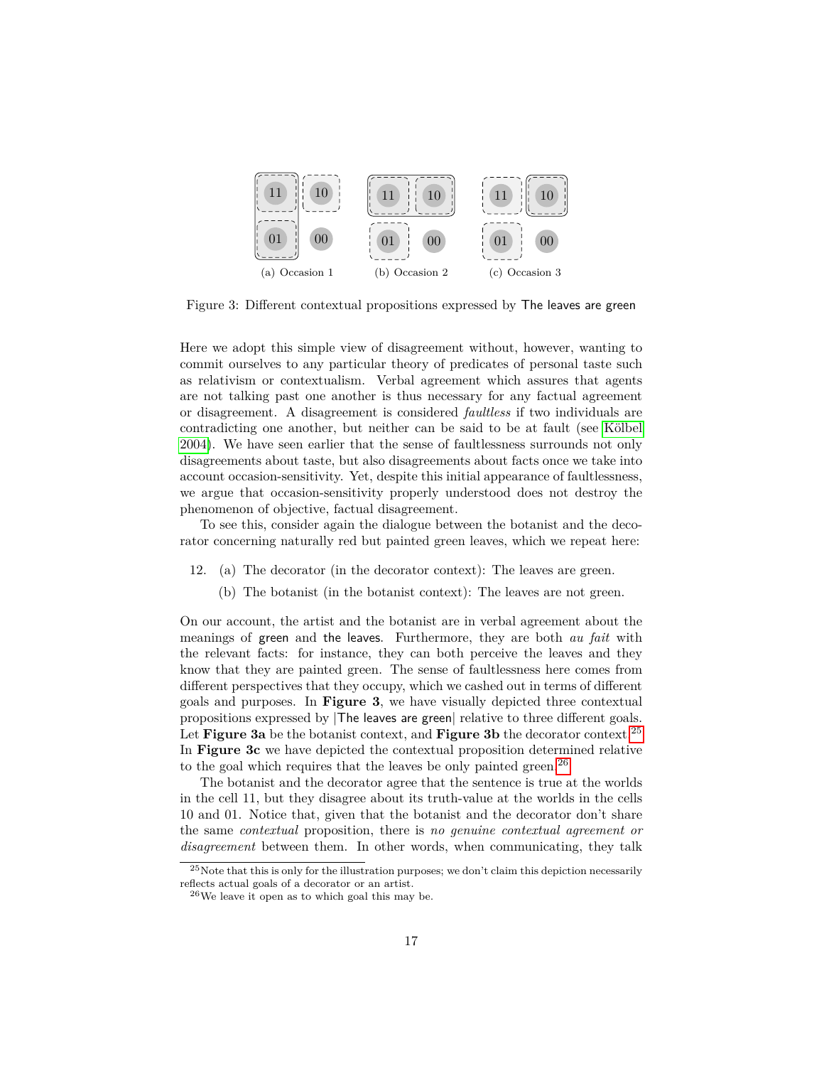(a) Occasion 1 (b) Occasion 2 (c) Occasion 3

Figure 3: Different contextual propositions expressed by The leaves are green

Here we adopt this simple view of disagreement without, however, wanting to commit ourselves to any particular theory of predicates of personal taste such as relativism or contextualism. Verbal agreement which assures that agents are not talking past one another is thus necessary for any factual agreement or disagreement. A disagreement is considered *faultless* if two individuals are contradicting one another, but neither can be said to be at fault (see Kölbel 2004). We have seen earlier that the sense of faultlessness surrounds not only disagreements about taste, but also disagreements about facts once we take into account occasion-sensitivity. Yet, despite this initial appearance of faultlessness, we argue that occasion-sensitivity properly understood does not destroy the phenomenon of objective, factual disagreement.

To see this, consider again the dialogue between the botanist and the decorator concerning naturally red but painted green leaves, which we repeat here:

12. (a) The decorator (in the decorator context): The leaves are green.

    (b) The botanist (in the botanist context): The leaves are not green.

On our account, the artist and the botanist are in verbal agreement about the meanings of green and the leaves. Furthermore, they are both *au fait* with the relevant facts: for instance, they can both perceive the leaves and they know that they are painted green. The sense of faultlessness here comes from different perspectives that they occupy, which we cashed out in terms of different goals and purposes. In **Figure 3**, we have visually depicted three contextual propositions expressed by |The leaves are green| relative to three different goals. Let **Figure 3a** be the botanist context, and **Figure 3b** the decorator context.[25] In **Figure 3c** we have depicted the contextual proposition determined relative to the goal which requires that the leaves be only painted green.[26]

The botanist and the decorator agree that the sentence is true at the worlds in the cell 11, but they disagree about its truth-value at the worlds in the cells 10 and 01. Notice that, given that the botanist and the decorator don't share the same *contextual* proposition, there is *no genuine contextual agreement or disagreement* between them. In other words, when communicating, they talk

[25] Note that this is only for the illustration purposes; we don't claim this depiction necessarily reflects actual goals of a decorator or an artist.

[26] We leave it open as to which goal this may be.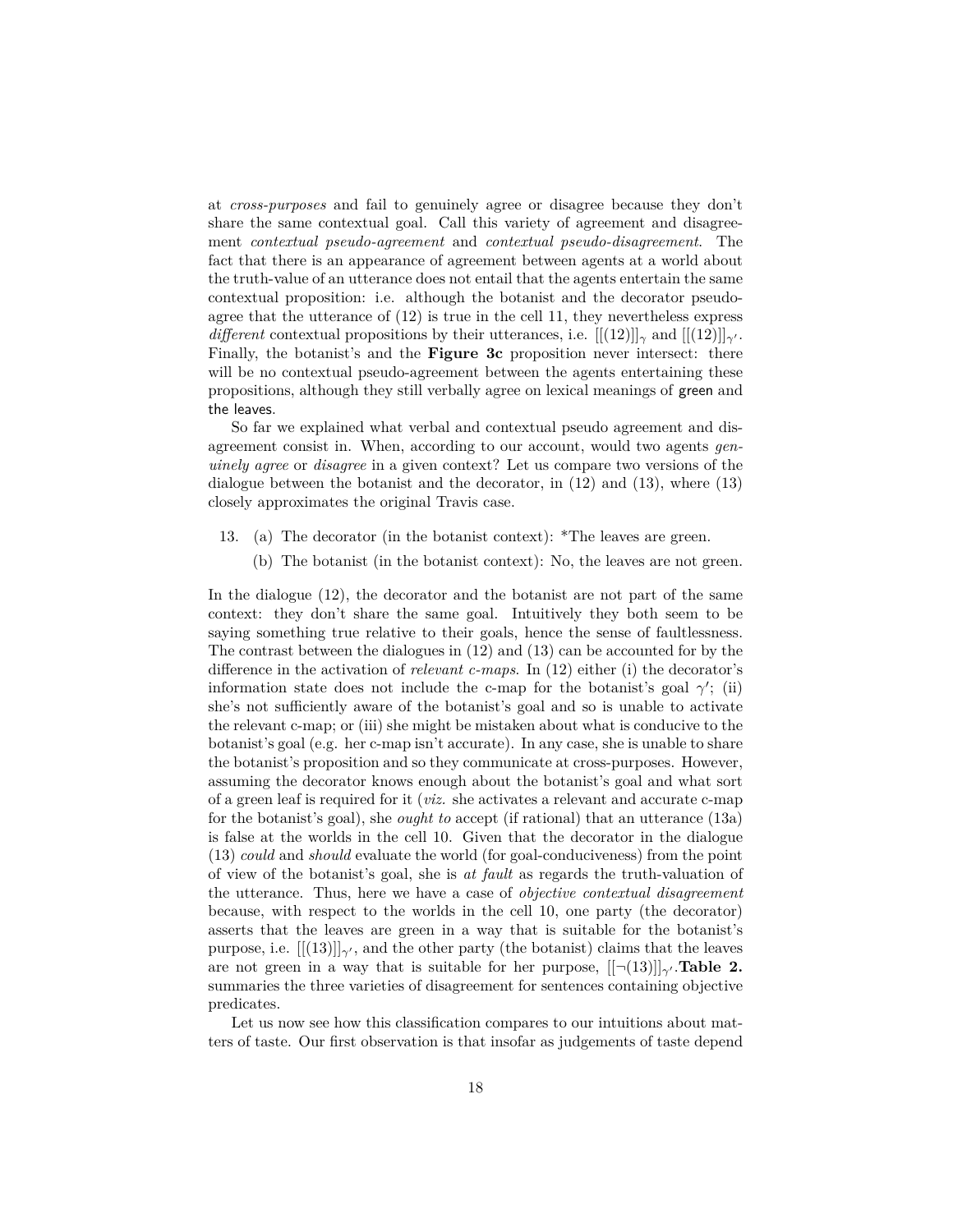at *cross-purposes* and fail to genuinely agree or disagree because they don't share the same contextual goal. Call this variety of agreement and disagreement *contextual pseudo-agreement* and *contextual pseudo-disagreement*. The fact that there is an appearance of agreement between agents at a world about the truth-value of an utterance does not entail that the agents entertain the same contextual proposition: i.e. although the botanist and the decorator pseudo-agree that the utterance of (12) is true in the cell 11, they nevertheless express *different* contextual propositions by their utterances, i.e. $[[(12)]]_{\gamma}$ and $[[(12)]]_{\gamma'}$. Finally, the botanist's and the **Figure 3c** proposition never intersect: there will be no contextual pseudo-agreement between the agents entertaining these propositions, although they still verbally agree on lexical meanings of green and the leaves.

So far we explained what verbal and contextual pseudo agreement and disagreement consist in. When, according to our account, would two agents *genuinely agree* or *disagree* in a given context? Let us compare two versions of the dialogue between the botanist and the decorator, in (12) and (13), where (13) closely approximates the original Travis case.

13. (a) The decorator (in the botanist context): *The leaves are green.

    (b) The botanist (in the botanist context): No, the leaves are not green.

In the dialogue (12), the decorator and the botanist are not part of the same context: they don't share the same goal. Intuitively they both seem to be saying something true relative to their goals, hence the sense of faultlessness. The contrast between the dialogues in (12) and (13) can be accounted for by the difference in the activation of *relevant c-maps*. In (12) either (i) the decorator's information state does not include the c-map for the botanist's goal $\gamma'$; (ii) she's not sufficiently aware of the botanist's goal and so is unable to activate the relevant c-map; or (iii) she might be mistaken about what is conducive to the botanist's goal (e.g. her c-map isn't accurate). In any case, she is unable to share the botanist's proposition and so they communicate at cross-purposes. However, assuming the decorator knows enough about the botanist's goal and what sort of a green leaf is required for it (*viz.* she activates a relevant and accurate c-map for the botanist's goal), she *ought to* accept (if rational) that an utterance (13a) is false at the worlds in the cell 10. Given that the decorator in the dialogue (13) *could* and *should* evaluate the world (for goal-conduciveness) from the point of view of the botanist's goal, she is *at fault* as regards the truth-valuation of the utterance. Thus, here we have a case of *objective contextual disagreement* because, with respect to the worlds in the cell 10, one party (the decorator) asserts that the leaves are green in a way that is suitable for the botanist's purpose, i.e. $[[(13)]]_{\gamma'}$, and the other party (the botanist) claims that the leaves are not green in a way that is suitable for her purpose, $[[\neg(13)]]_{\gamma'}$. **Table 2.** summaries the three varieties of disagreement for sentences containing objective predicates.

Let us now see how this classification compares to our intuitions about matters of taste. Our first observation is that insofar as judgements of taste depend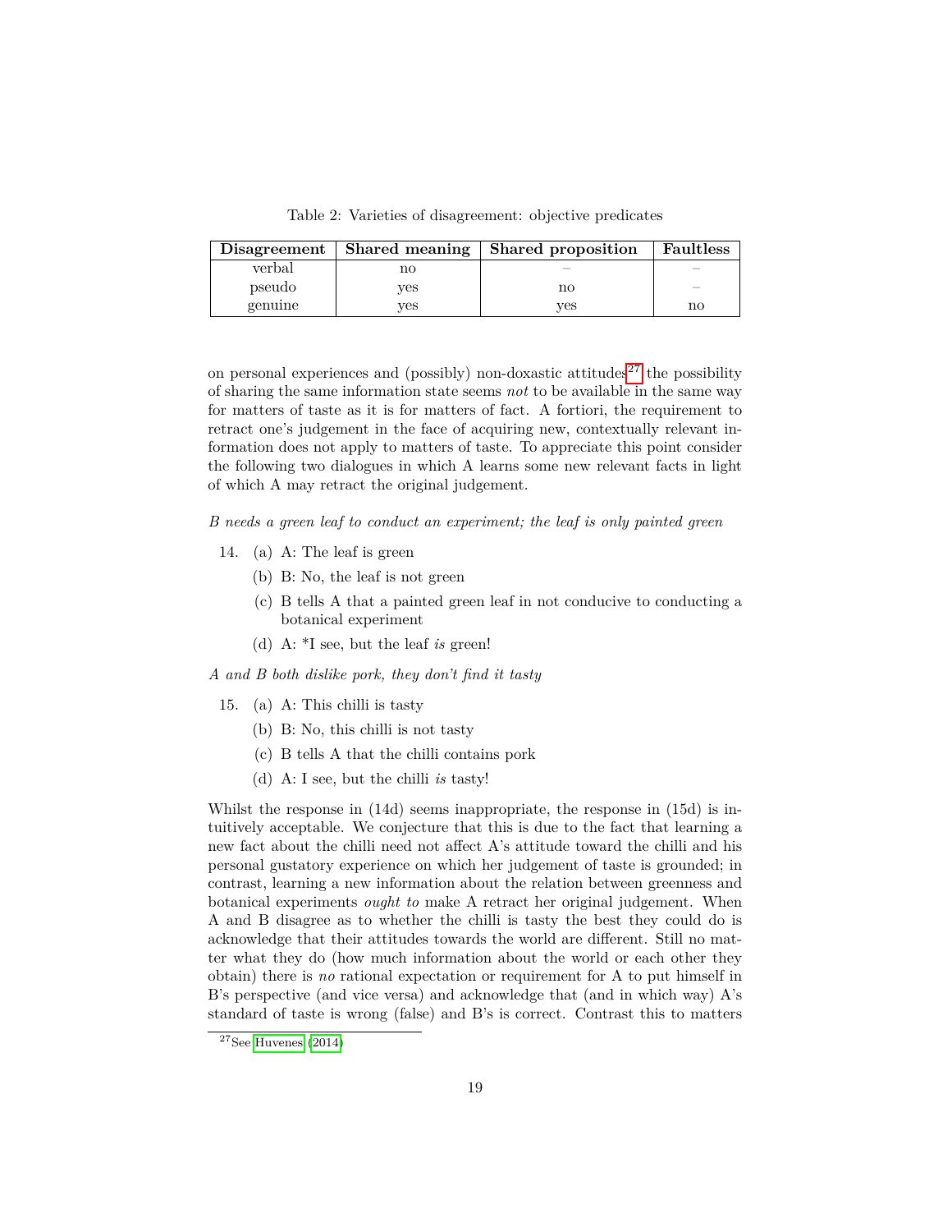Table 2: Varieties of disagreement: objective predicates

| Disagreement | Shared meaning | Shared proposition | Faultless |
|---|---|---|---|
| verbal | no | – | – |
| pseudo | yes | no | – |
| genuine | yes | yes | no |

on personal experiences and (possibly) non-doxastic attitudes[27] the possibility of sharing the same information state seems *not* to be available in the same way for matters of taste as it is for matters of fact. A fortiori, the requirement to retract one's judgement in the face of acquiring new, contextually relevant information does not apply to matters of taste. To appreciate this point consider the following two dialogues in which A learns some new relevant facts in light of which A may retract the original judgement.

*B needs a green leaf to conduct an experiment; the leaf is only painted green*

14. (a) A: The leaf is green
    (b) B: No, the leaf is not green
    (c) B tells A that a painted green leaf in not conducive to conducting a botanical experiment
    (d) A: *I see, but the leaf *is* green!

*A and B both dislike pork, they don't find it tasty*

15. (a) A: This chilli is tasty
    (b) B: No, this chilli is not tasty
    (c) B tells A that the chilli contains pork
    (d) A: I see, but the chilli *is* tasty!

Whilst the response in (14d) seems inappropriate, the response in (15d) is intuitively acceptable. We conjecture that this is due to the fact that learning a new fact about the chilli need not affect A's attitude toward the chilli and his personal gustatory experience on which her judgement of taste is grounded; in contrast, learning a new information about the relation between greenness and botanical experiments *ought to* make A retract her original judgement. When A and B disagree as to whether the chilli is tasty the best they could do is acknowledge that their attitudes towards the world are different. Still no matter what they do (how much information about the world or each other they obtain) there is *no* rational expectation or requirement for A to put himself in B's perspective (and vice versa) and acknowledge that (and in which way) A's standard of taste is wrong (false) and B's is correct. Contrast this to matters

[27] See Huvenes (2014)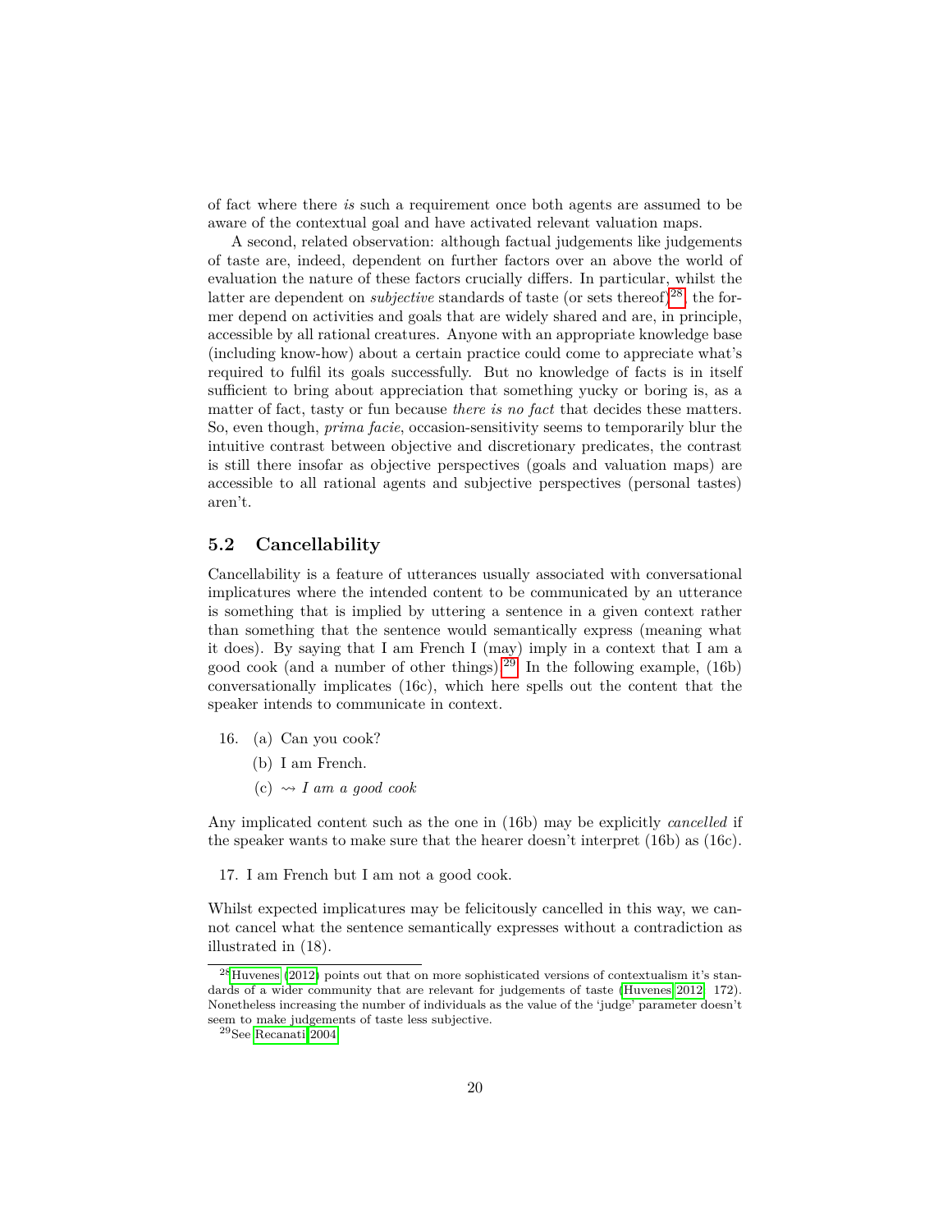of fact where there *is* such a requirement once both agents are assumed to be aware of the contextual goal and have activated relevant valuation maps.

A second, related observation: although factual judgements like judgements of taste are, indeed, dependent on further factors over an above the world of evaluation the nature of these factors crucially differs. In particular, whilst the latter are dependent on *subjective* standards of taste (or sets thereof)[28], the former depend on activities and goals that are widely shared and are, in principle, accessible by all rational creatures. Anyone with an appropriate knowledge base (including know-how) about a certain practice could come to appreciate what's required to fulfil its goals successfully. But no knowledge of facts is in itself sufficient to bring about appreciation that something yucky or boring is, as a matter of fact, tasty or fun because *there is no fact* that decides these matters. So, even though, *prima facie*, occasion-sensitivity seems to temporarily blur the intuitive contrast between objective and discretionary predicates, the contrast is still there insofar as objective perspectives (goals and valuation maps) are accessible to all rational agents and subjective perspectives (personal tastes) aren't.

## 5.2 Cancellability

Cancellability is a feature of utterances usually associated with conversational implicatures where the intended content to be communicated by an utterance is something that is implied by uttering a sentence in a given context rather than something that the sentence would semantically express (meaning what it does). By saying that I am French I (may) imply in a context that I am a good cook (and a number of other things).[29] In the following example, (16b) conversationally implicates (16c), which here spells out the content that the speaker intends to communicate in context.

16. (a) Can you cook?
    (b) I am French.
    (c) ⇝ *I am a good cook*

Any implicated content such as the one in (16b) may be explicitly *cancelled* if the speaker wants to make sure that the hearer doesn't interpret (16b) as (16c).

17. I am French but I am not a good cook.

Whilst expected implicatures may be felicitously cancelled in this way, we cannot cancel what the sentence semantically expresses without a contradiction as illustrated in (18).

---

[28] Huvenes (2012) points out that on more sophisticated versions of contextualism it's standards of a wider community that are relevant for judgements of taste (Huvenes 2012, 172). Nonetheless increasing the number of individuals as the value of the 'judge' parameter doesn't seem to make judgements of taste less subjective.

[29] See Recanati 2004.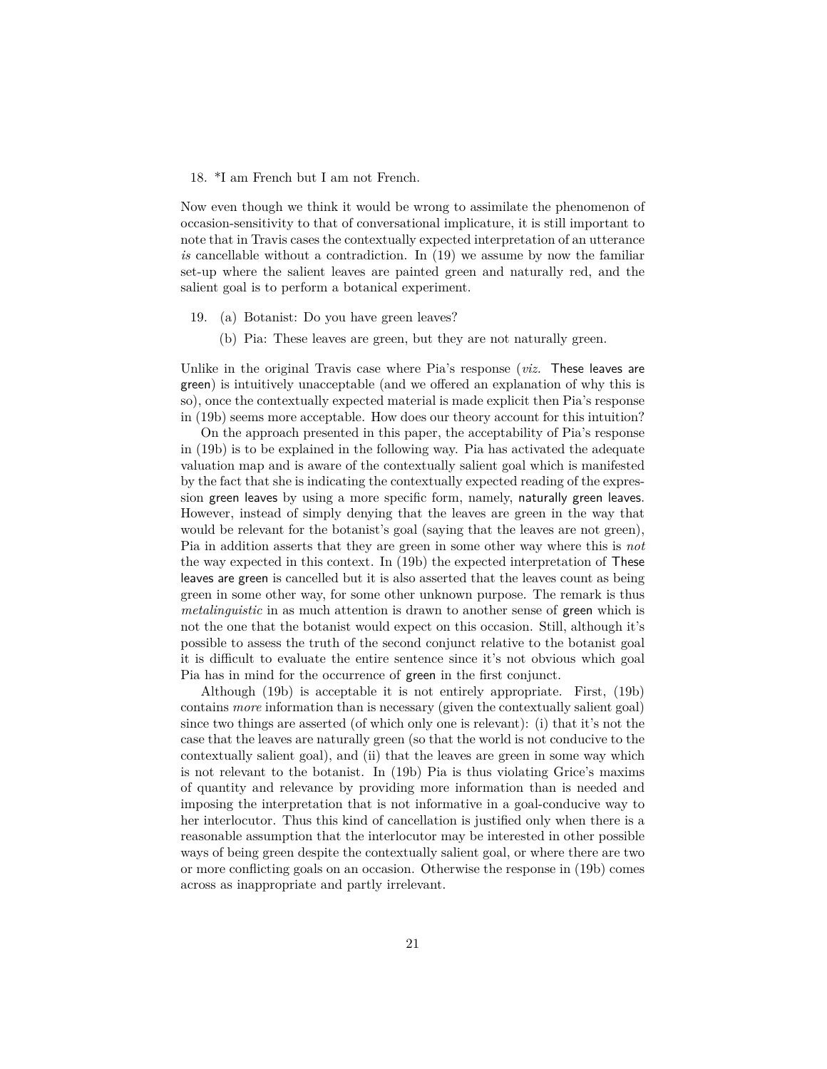18. *I am French but I am not French.

Now even though we think it would be wrong to assimilate the phenomenon of occasion-sensitivity to that of conversational implicature, it is still important to note that in Travis cases the contextually expected interpretation of an utterance *is* cancellable without a contradiction. In (19) we assume by now the familiar set-up where the salient leaves are painted green and naturally red, and the salient goal is to perform a botanical experiment.

19. (a) Botanist: Do you have green leaves?

    (b) Pia: These leaves are green, but they are not naturally green.

Unlike in the original Travis case where Pia's response (*viz.* These leaves are green) is intuitively unacceptable (and we offered an explanation of why this is so), once the contextually expected material is made explicit then Pia's response in (19b) seems more acceptable. How does our theory account for this intuition?

On the approach presented in this paper, the acceptability of Pia's response in (19b) is to be explained in the following way. Pia has activated the adequate valuation map and is aware of the contextually salient goal which is manifested by the fact that she is indicating the contextually expected reading of the expression green leaves by using a more specific form, namely, naturally green leaves. However, instead of simply denying that the leaves are green in the way that would be relevant for the botanist's goal (saying that the leaves are not green), Pia in addition asserts that they are green in some other way where this is *not* the way expected in this context. In (19b) the expected interpretation of These leaves are green is cancelled but it is also asserted that the leaves count as being green in some other way, for some other unknown purpose. The remark is thus *metalinguistic* in as much attention is drawn to another sense of green which is not the one that the botanist would expect on this occasion. Still, although it's possible to assess the truth of the second conjunct relative to the botanist goal it is difficult to evaluate the entire sentence since it's not obvious which goal Pia has in mind for the occurrence of green in the first conjunct.

Although (19b) is acceptable it is not entirely appropriate. First, (19b) contains *more* information than is necessary (given the contextually salient goal) since two things are asserted (of which only one is relevant): (i) that it's not the case that the leaves are naturally green (so that the world is not conducive to the contextually salient goal), and (ii) that the leaves are green in some way which is not relevant to the botanist. In (19b) Pia is thus violating Grice's maxims of quantity and relevance by providing more information than is needed and imposing the interpretation that is not informative in a goal-conducive way to her interlocutor. Thus this kind of cancellation is justified only when there is a reasonable assumption that the interlocutor may be interested in other possible ways of being green despite the contextually salient goal, or where there are two or more conflicting goals on an occasion. Otherwise the response in (19b) comes across as inappropriate and partly irrelevant.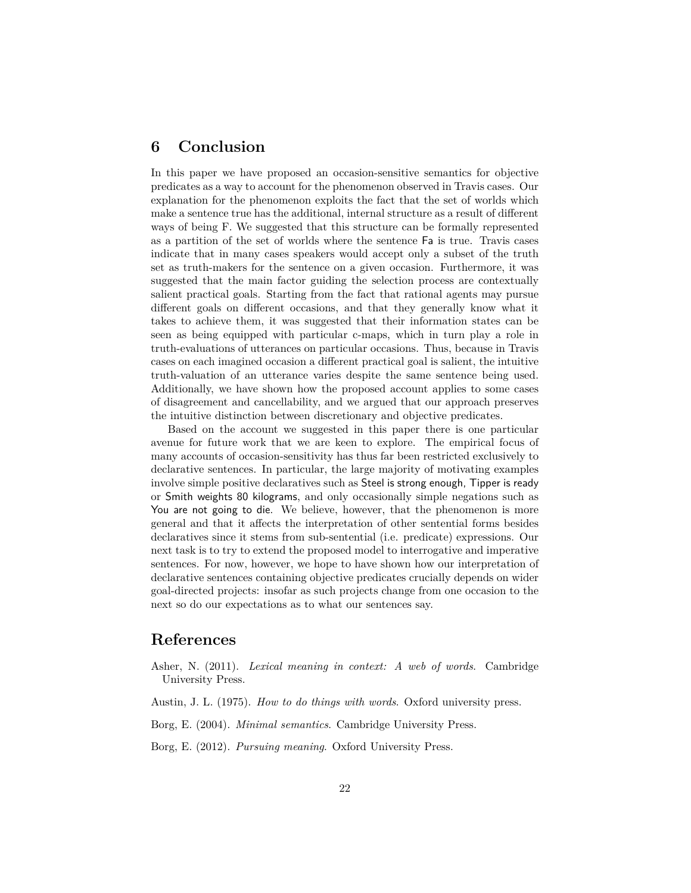## 6 Conclusion

In this paper we have proposed an occasion-sensitive semantics for objective predicates as a way to account for the phenomenon observed in Travis cases. Our explanation for the phenomenon exploits the fact that the set of worlds which make a sentence true has the additional, internal structure as a result of different ways of being F. We suggested that this structure can be formally represented as a partition of the set of worlds where the sentence Fa is true. Travis cases indicate that in many cases speakers would accept only a subset of the truth set as truth-makers for the sentence on a given occasion. Furthermore, it was suggested that the main factor guiding the selection process are contextually salient practical goals. Starting from the fact that rational agents may pursue different goals on different occasions, and that they generally know what it takes to achieve them, it was suggested that their information states can be seen as being equipped with particular c-maps, which in turn play a role in truth-evaluations of utterances on particular occasions. Thus, because in Travis cases on each imagined occasion a different practical goal is salient, the intuitive truth-valuation of an utterance varies despite the same sentence being used. Additionally, we have shown how the proposed account applies to some cases of disagreement and cancellability, and we argued that our approach preserves the intuitive distinction between discretionary and objective predicates.

Based on the account we suggested in this paper there is one particular avenue for future work that we are keen to explore. The empirical focus of many accounts of occasion-sensitivity has thus far been restricted exclusively to declarative sentences. In particular, the large majority of motivating examples involve simple positive declaratives such as Steel is strong enough, Tipper is ready or Smith weights 80 kilograms, and only occasionally simple negations such as You are not going to die. We believe, however, that the phenomenon is more general and that it affects the interpretation of other sentential forms besides declaratives since it stems from sub-sentential (i.e. predicate) expressions. Our next task is to try to extend the proposed model to interrogative and imperative sentences. For now, however, we hope to have shown how our interpretation of declarative sentences containing objective predicates crucially depends on wider goal-directed projects: insofar as such projects change from one occasion to the next so do our expectations as to what our sentences say.

## References

Asher, N. (2011). *Lexical meaning in context: A web of words.* Cambridge University Press.

Austin, J. L. (1975). *How to do things with words.* Oxford university press.

Borg, E. (2004). *Minimal semantics.* Cambridge University Press.

Borg, E. (2012). *Pursuing meaning.* Oxford University Press.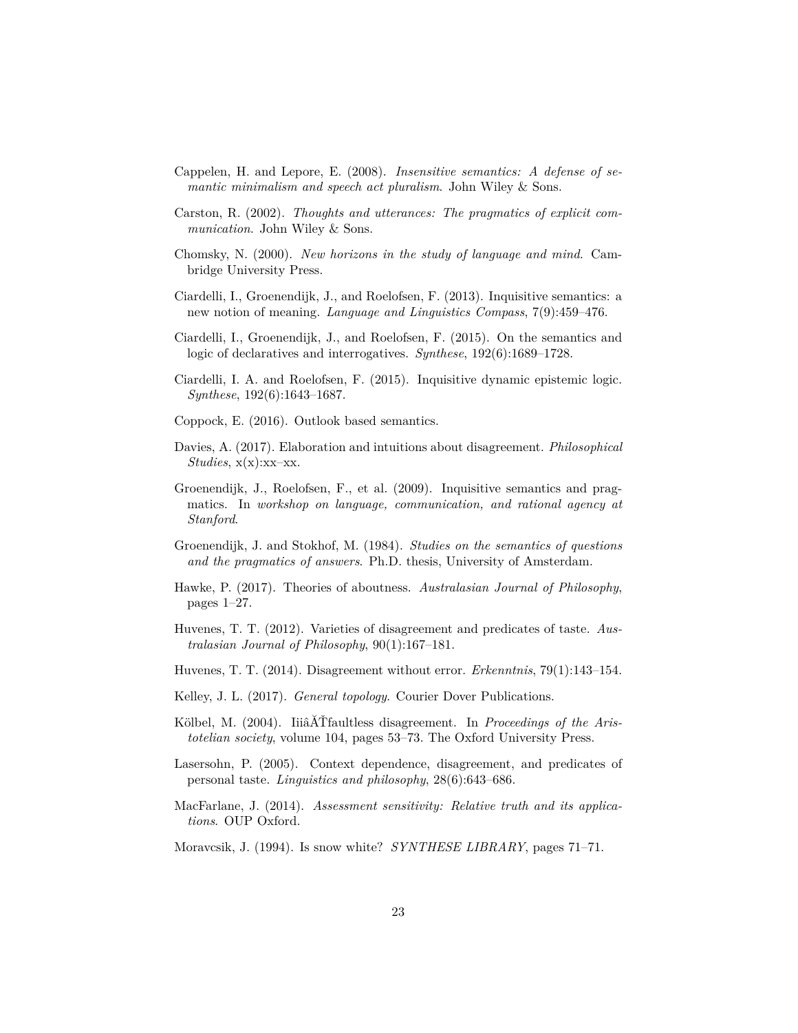Cappelen, H. and Lepore, E. (2008). *Insensitive semantics: A defense of semantic minimalism and speech act pluralism*. John Wiley & Sons.

Carston, R. (2002). *Thoughts and utterances: The pragmatics of explicit communication*. John Wiley & Sons.

Chomsky, N. (2000). *New horizons in the study of language and mind*. Cambridge University Press.

Ciardelli, I., Groenendijk, J., and Roelofsen, F. (2013). Inquisitive semantics: a new notion of meaning. *Language and Linguistics Compass*, 7(9):459–476.

Ciardelli, I., Groenendijk, J., and Roelofsen, F. (2015). On the semantics and logic of declaratives and interrogatives. *Synthese*, 192(6):1689–1728.

Ciardelli, I. A. and Roelofsen, F. (2015). Inquisitive dynamic epistemic logic. *Synthese*, 192(6):1643–1687.

Coppock, E. (2016). Outlook based semantics.

Davies, A. (2017). Elaboration and intuitions about disagreement. *Philosophical Studies*, x(x):xx–xx.

Groenendijk, J., Roelofsen, F., et al. (2009). Inquisitive semantics and pragmatics. In *workshop on language, communication, and rational agency at Stanford*.

Groenendijk, J. and Stokhof, M. (1984). *Studies on the semantics of questions and the pragmatics of answers*. Ph.D. thesis, University of Amsterdam.

Hawke, P. (2017). Theories of aboutness. *Australasian Journal of Philosophy*, pages 1–27.

Huvenes, T. T. (2012). Varieties of disagreement and predicates of taste. *Australasian Journal of Philosophy*, 90(1):167–181.

Huvenes, T. T. (2014). Disagreement without error. *Erkenntnis*, 79(1):143–154.

Kelley, J. L. (2017). *General topology*. Courier Dover Publications.

Kölbel, M. (2004). IiiâĂŤfaultless disagreement. In *Proceedings of the Aristotelian society*, volume 104, pages 53–73. The Oxford University Press.

Lasersohn, P. (2005). Context dependence, disagreement, and predicates of personal taste. *Linguistics and philosophy*, 28(6):643–686.

MacFarlane, J. (2014). *Assessment sensitivity: Relative truth and its applications*. OUP Oxford.

Moravcsik, J. (1994). Is snow white? *SYNTHESE LIBRARY*, pages 71–71.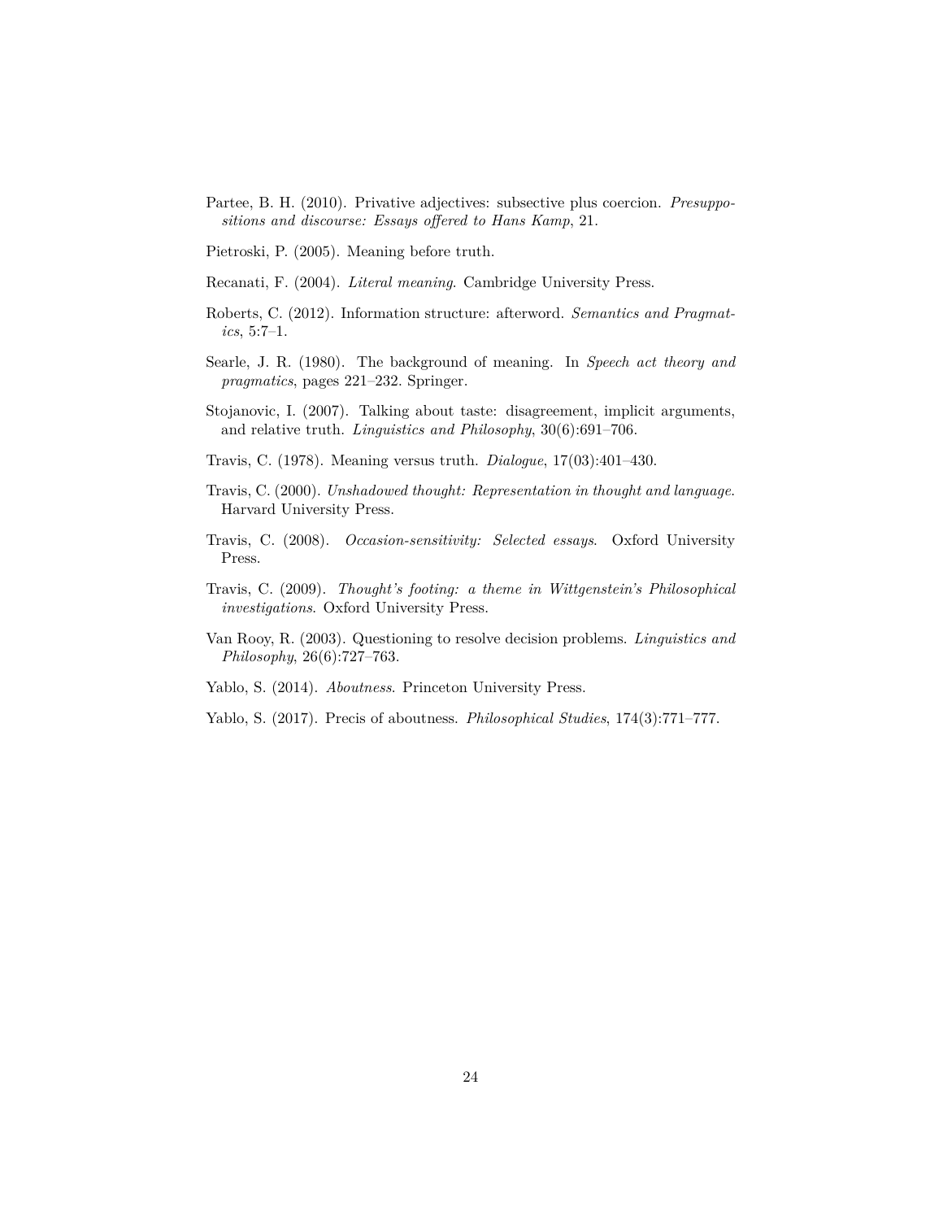Partee, B. H. (2010). Privative adjectives: subsective plus coercion. *Presuppositions and discourse: Essays offered to Hans Kamp*, 21.

Pietroski, P. (2005). Meaning before truth.

Recanati, F. (2004). *Literal meaning*. Cambridge University Press.

Roberts, C. (2012). Information structure: afterword. *Semantics and Pragmatics*, 5:7–1.

Searle, J. R. (1980). The background of meaning. In *Speech act theory and pragmatics*, pages 221–232. Springer.

Stojanovic, I. (2007). Talking about taste: disagreement, implicit arguments, and relative truth. *Linguistics and Philosophy*, 30(6):691–706.

Travis, C. (1978). Meaning versus truth. *Dialogue*, 17(03):401–430.

Travis, C. (2000). *Unshadowed thought: Representation in thought and language*. Harvard University Press.

Travis, C. (2008). *Occasion-sensitivity: Selected essays*. Oxford University Press.

Travis, C. (2009). *Thought's footing: a theme in Wittgenstein's Philosophical investigations*. Oxford University Press.

Van Rooy, R. (2003). Questioning to resolve decision problems. *Linguistics and Philosophy*, 26(6):727–763.

Yablo, S. (2014). *Aboutness*. Princeton University Press.

Yablo, S. (2017). Precis of aboutness. *Philosophical Studies*, 174(3):771–777.